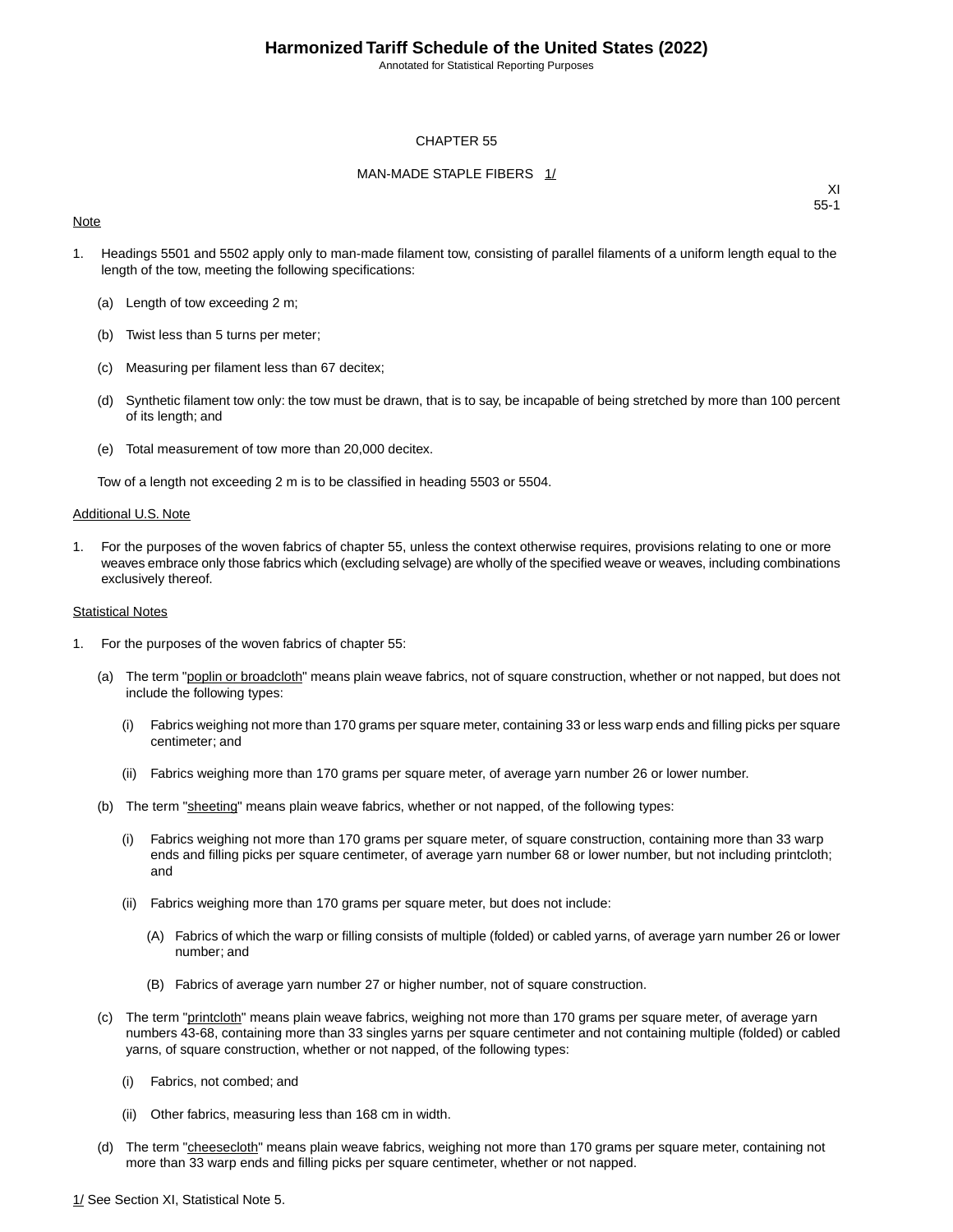# CHAPTER 55

## MAN-MADE STAPLE FIBERS 1/

XI
55-1

Note

1. Headings 5501 and 5502 apply only to man-made filament tow, consisting of parallel filaments of a uniform length equal to the length of the tow, meeting the following specifications:

   (a) Length of tow exceeding 2 m;

   (b) Twist less than 5 turns per meter;

   (c) Measuring per filament less than 67 decitex;

   (d) Synthetic filament tow only: the tow must be drawn, that is to say, be incapable of being stretched by more than 100 percent of its length; and

   (e) Total measurement of tow more than 20,000 decitex.

   Tow of a length not exceeding 2 m is to be classified in heading 5503 or 5504.

Additional U.S. Note

1. For the purposes of the woven fabrics of chapter 55, unless the context otherwise requires, provisions relating to one or more weaves embrace only those fabrics which (excluding selvage) are wholly of the specified weave or weaves, including combinations exclusively thereof.

Statistical Notes

1. For the purposes of the woven fabrics of chapter 55:

   (a) The term "poplin or broadcloth" means plain weave fabrics, not of square construction, whether or not napped, but does not include the following types:

      (i) Fabrics weighing not more than 170 grams per square meter, containing 33 or less warp ends and filling picks per square centimeter; and

      (ii) Fabrics weighing more than 170 grams per square meter, of average yarn number 26 or lower number.

   (b) The term "sheeting" means plain weave fabrics, whether or not napped, of the following types:

      (i) Fabrics weighing not more than 170 grams per square meter, of square construction, containing more than 33 warp ends and filling picks per square centimeter, of average yarn number 68 or lower number, but not including printcloth; and

      (ii) Fabrics weighing more than 170 grams per square meter, but does not include:

         (A) Fabrics of which the warp or filling consists of multiple (folded) or cabled yarns, of average yarn number 26 or lower number; and

         (B) Fabrics of average yarn number 27 or higher number, not of square construction.

   (c) The term "printcloth" means plain weave fabrics, weighing not more than 170 grams per square meter, of average yarn numbers 43-68, containing more than 33 singles yarns per square centimeter and not containing multiple (folded) or cabled yarns, of square construction, whether or not napped, of the following types:

      (i) Fabrics, not combed; and

      (ii) Other fabrics, measuring less than 168 cm in width.

   (d) The term "cheesecloth" means plain weave fabrics, weighing not more than 170 grams per square meter, containing not more than 33 warp ends and filling picks per square centimeter, whether or not napped.

1/ See Section XI, Statistical Note 5.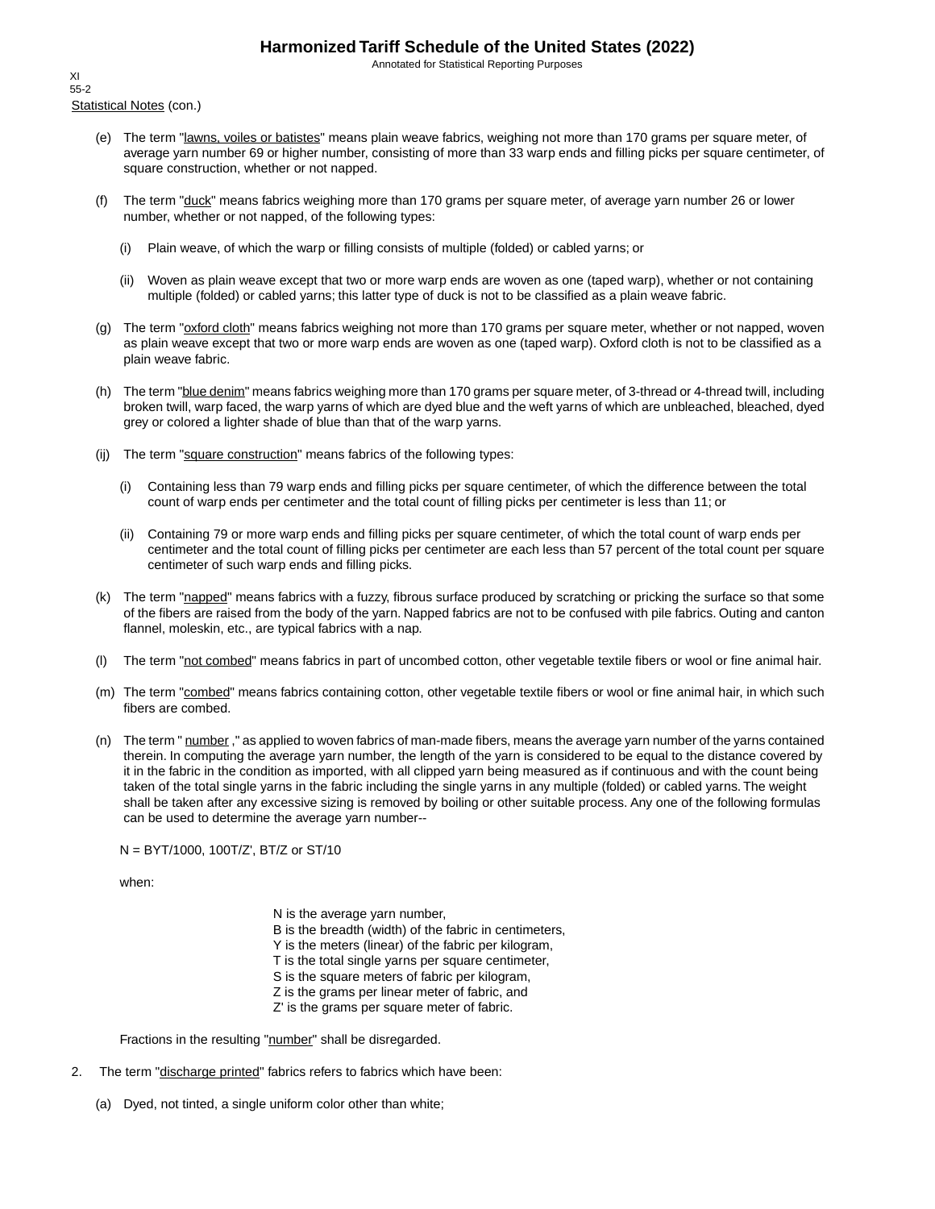Statistical Notes (con.)

(e) The term "lawns, voiles or batistes" means plain weave fabrics, weighing not more than 170 grams per square meter, of average yarn number 69 or higher number, consisting of more than 33 warp ends and filling picks per square centimeter, of square construction, whether or not napped.

(f) The term "duck" means fabrics weighing more than 170 grams per square meter, of average yarn number 26 or lower number, whether or not napped, of the following types:

(i) Plain weave, of which the warp or filling consists of multiple (folded) or cabled yarns; or

(ii) Woven as plain weave except that two or more warp ends are woven as one (taped warp), whether or not containing multiple (folded) or cabled yarns; this latter type of duck is not to be classified as a plain weave fabric.

(g) The term "oxford cloth" means fabrics weighing not more than 170 grams per square meter, whether or not napped, woven as plain weave except that two or more warp ends are woven as one (taped warp). Oxford cloth is not to be classified as a plain weave fabric.

(h) The term "blue denim" means fabrics weighing more than 170 grams per square meter, of 3-thread or 4-thread twill, including broken twill, warp faced, the warp yarns of which are dyed blue and the weft yarns of which are unbleached, bleached, dyed grey or colored a lighter shade of blue than that of the warp yarns.

(ij) The term "square construction" means fabrics of the following types:

(i) Containing less than 79 warp ends and filling picks per square centimeter, of which the difference between the total count of warp ends per centimeter and the total count of filling picks per centimeter is less than 11; or

(ii) Containing 79 or more warp ends and filling picks per square centimeter, of which the total count of warp ends per centimeter and the total count of filling picks per centimeter are each less than 57 percent of the total count per square centimeter of such warp ends and filling picks.

(k) The term "napped" means fabrics with a fuzzy, fibrous surface produced by scratching or pricking the surface so that some of the fibers are raised from the body of the yarn. Napped fabrics are not to be confused with pile fabrics. Outing and canton flannel, moleskin, etc., are typical fabrics with a nap.

(l) The term "not combed" means fabrics in part of uncombed cotton, other vegetable textile fibers or wool or fine animal hair.

(m) The term "combed" means fabrics containing cotton, other vegetable textile fibers or wool or fine animal hair, in which such fibers are combed.

(n) The term " number ," as applied to woven fabrics of man-made fibers, means the average yarn number of the yarns contained therein. In computing the average yarn number, the length of the yarn is considered to be equal to the distance covered by it in the fabric in the condition as imported, with all clipped yarn being measured as if continuous and with the count being taken of the total single yarns in the fabric including the single yarns in any multiple (folded) or cabled yarns. The weight shall be taken after any excessive sizing is removed by boiling or other suitable process. Any one of the following formulas can be used to determine the average yarn number--

$N = BYT/1000$, $100T/Z'$, $BT/Z$ or $ST/10$

when:

N is the average yarn number,
B is the breadth (width) of the fabric in centimeters,
Y is the meters (linear) of the fabric per kilogram,
T is the total single yarns per square centimeter,
S is the square meters of fabric per kilogram,
Z is the grams per linear meter of fabric, and
Z' is the grams per square meter of fabric.

Fractions in the resulting "number" shall be disregarded.

2. The term "discharge printed" fabrics refers to fabrics which have been:

(a) Dyed, not tinted, a single uniform color other than white;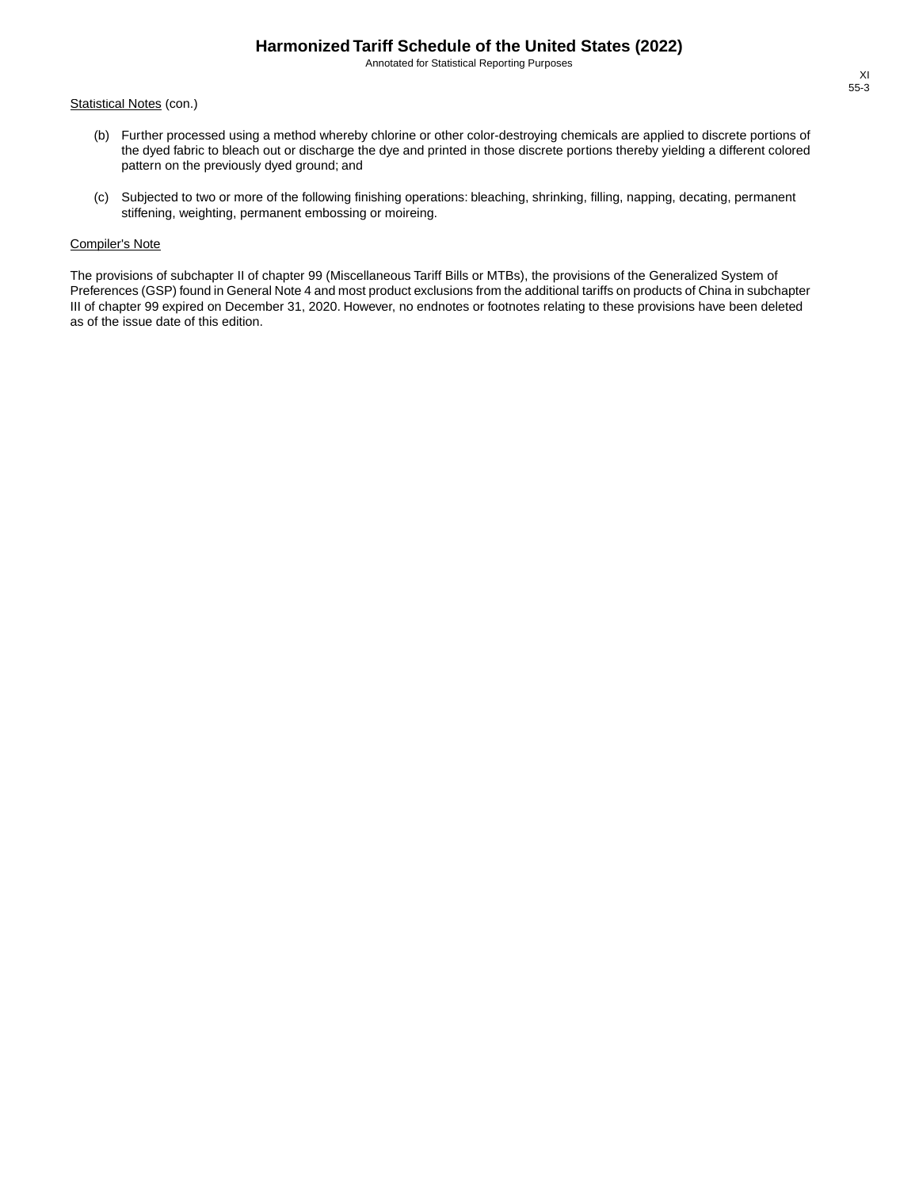Statistical Notes (con.)

(b) Further processed using a method whereby chlorine or other color-destroying chemicals are applied to discrete portions of the dyed fabric to bleach out or discharge the dye and printed in those discrete portions thereby yielding a different colored pattern on the previously dyed ground; and

(c) Subjected to two or more of the following finishing operations: bleaching, shrinking, filling, napping, decating, permanent stiffening, weighting, permanent embossing or moireing.

Compiler's Note

The provisions of subchapter II of chapter 99 (Miscellaneous Tariff Bills or MTBs), the provisions of the Generalized System of Preferences (GSP) found in General Note 4 and most product exclusions from the additional tariffs on products of China in subchapter III of chapter 99 expired on December 31, 2020. However, no endnotes or footnotes relating to these provisions have been deleted as of the issue date of this edition.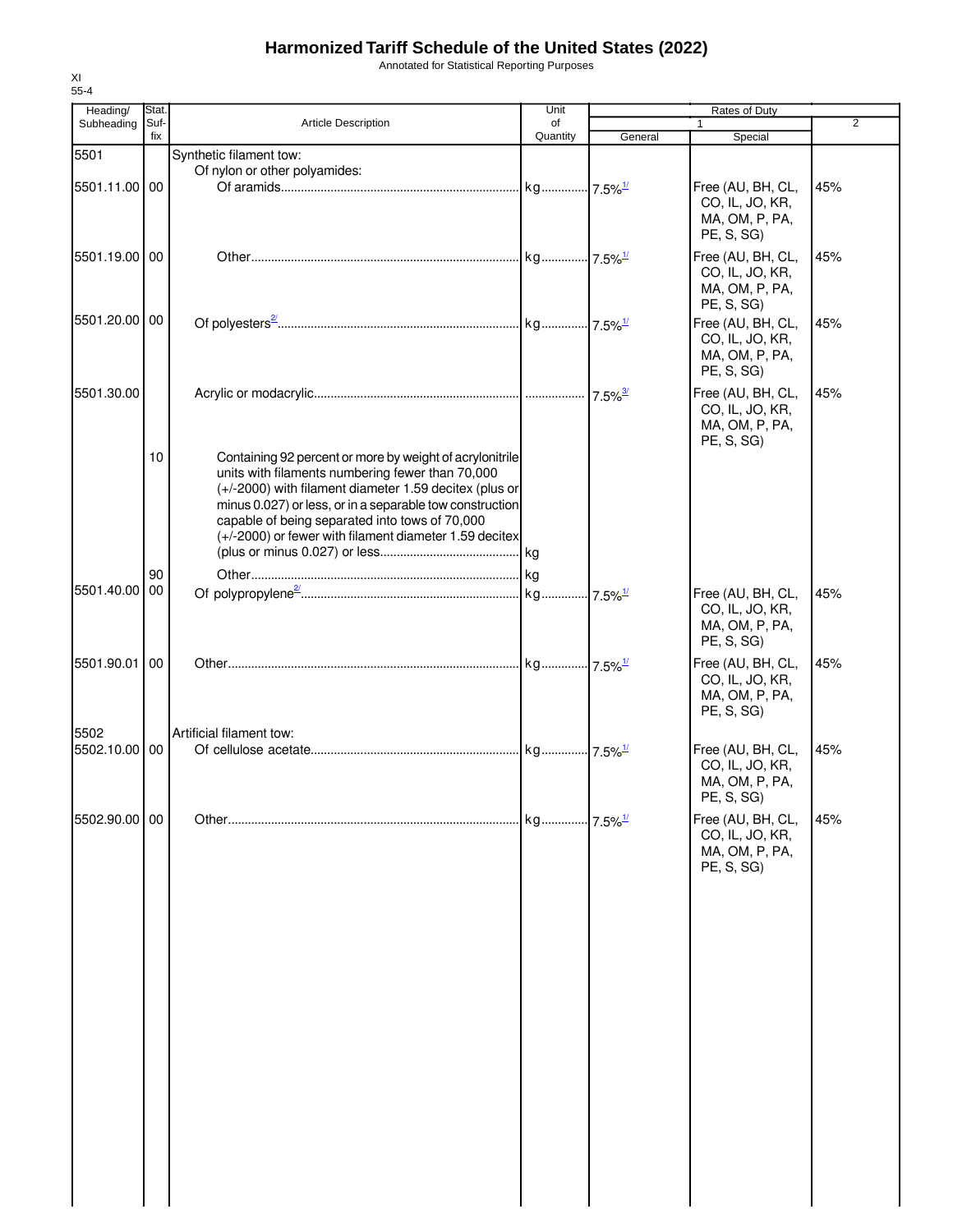# Harmonized Tariff Schedule of the United States (2022)

Annotated for Statistical Reporting Purposes

XI
55-4

| Heading/ Subheading | Stat. Suf- fix | Article Description | Unit of Quantity | Rates of Duty 1 General | Special | 2 |
|---|---|---|---|---|---|---|
| 5501 | | Synthetic filament tow: | | | | |
| | | Of nylon or other polyamides: | | | | |
| 5501.11.00 | 00 | Of aramids | kg | 7.5%[1/] | Free (AU, BH, CL, CO, IL, JO, KR, MA, OM, P, PA, PE, S, SG) | 45% |
| 5501.19.00 | 00 | Other | kg | 7.5%[1/] | Free (AU, BH, CL, CO, IL, JO, KR, MA, OM, P, PA, PE, S, SG) | 45% |
| 5501.20.00 | 00 | Of polyesters[2/] | kg | 7.5%[1/] | Free (AU, BH, CL, CO, IL, JO, KR, MA, OM, P, PA, PE, S, SG) | 45% |
| 5501.30.00 | | Acrylic or modacrylic | | 7.5%[3/] | Free (AU, BH, CL, CO, IL, JO, KR, MA, OM, P, PA, PE, S, SG) | 45% |
| | 10 | Containing 92 percent or more by weight of acrylonitrile units with filaments numbering fewer than 70,000 (+/-2000) with filament diameter 1.59 decitex (plus or minus 0.027) or less, or in a separable tow construction capable of being separated into tows of 70,000 (+/-2000) or fewer with filament diameter 1.59 decitex (plus or minus 0.027) or less | kg | | | |
| | 90 | Other | kg | | | |
| 5501.40.00 | 00 | Of polypropylene[2/] | kg | 7.5%[1/] | Free (AU, BH, CL, CO, IL, JO, KR, MA, OM, P, PA, PE, S, SG) | 45% |
| 5501.90.01 | 00 | Other | kg | 7.5%[1/] | Free (AU, BH, CL, CO, IL, JO, KR, MA, OM, P, PA, PE, S, SG) | 45% |
| 5502 | | Artificial filament tow: | | | | |
| 5502.10.00 | 00 | Of cellulose acetate | kg | 7.5%[1/] | Free (AU, BH, CL, CO, IL, JO, KR, MA, OM, P, PA, PE, S, SG) | 45% |
| 5502.90.00 | 00 | Other | kg | 7.5%[1/] | Free (AU, BH, CL, CO, IL, JO, KR, MA, OM, P, PA, PE, S, SG) | 45% |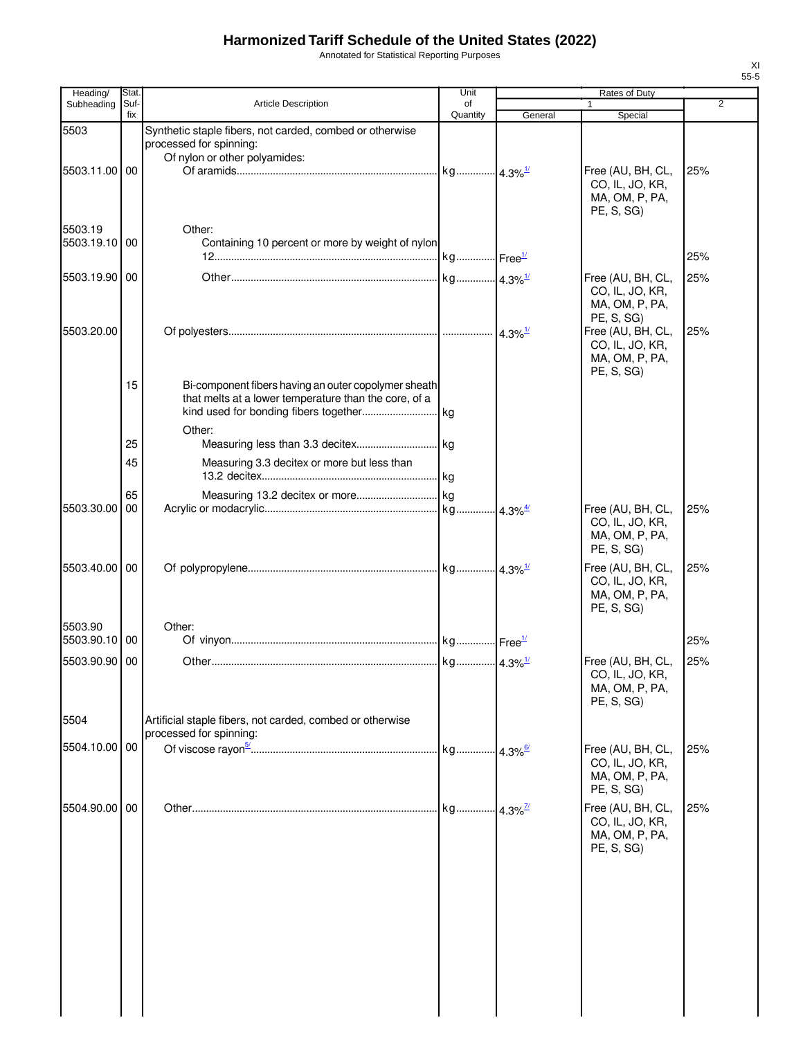# Harmonized Tariff Schedule of the United States (2022)

Annotated for Statistical Reporting Purposes

XI
55-5

| Heading/ Subheading | Stat. Suf-fix | Article Description | Unit of Quantity | Rates of Duty 1 General | Special | 2 |
|---|---|---|---|---|---|---|
| 5503 | | Synthetic staple fibers, not carded, combed or otherwise processed for spinning: | | | | |
| | | Of nylon or other polyamides: | | | | |
| 5503.11.00 | 00 | Of aramids | kg | 4.3%[1/] | Free (AU, BH, CL, CO, IL, JO, KR, MA, OM, P, PA, PE, S, SG) | 25% |
| 5503.19 | | Other: | | | | |
| 5503.19.10 | 00 | Containing 10 percent or more by weight of nylon 12 | kg | Free[1/] | | 25% |
| 5503.19.90 | 00 | Other | kg | 4.3%[1/] | Free (AU, BH, CL, CO, IL, JO, KR, MA, OM, P, PA, PE, S, SG) | 25% |
| 5503.20.00 | | Of polyesters | | 4.3%[1/] | Free (AU, BH, CL, CO, IL, JO, KR, MA, OM, P, PA, PE, S, SG) | 25% |
| | 15 | Bi-component fibers having an outer copolymer sheath that melts at a lower temperature than the core, of a kind used for bonding fibers together | kg | | | |
| | | Other: | | | | |
| | 25 | Measuring less than 3.3 decitex | kg | | | |
| | 45 | Measuring 3.3 decitex or more but less than 13.2 decitex | kg | | | |
| | 65 | Measuring 13.2 decitex or more | kg | | | |
| 5503.30.00 | 00 | Acrylic or modacrylic | kg | 4.3%[4/] | Free (AU, BH, CL, CO, IL, JO, KR, MA, OM, P, PA, PE, S, SG) | 25% |
| 5503.40.00 | 00 | Of polypropylene | kg | 4.3%[1/] | Free (AU, BH, CL, CO, IL, JO, KR, MA, OM, P, PA, PE, S, SG) | 25% |
| 5503.90 | | Other: | | | | |
| 5503.90.10 | 00 | Of vinyon | kg | Free[1/] | | 25% |
| 5503.90.90 | 00 | Other | kg | 4.3%[1/] | Free (AU, BH, CL, CO, IL, JO, KR, MA, OM, P, PA, PE, S, SG) | 25% |
| 5504 | | Artificial staple fibers, not carded, combed or otherwise processed for spinning: | | | | |
| 5504.10.00 | 00 | Of viscose rayon[5/] | kg | 4.3%[6/] | Free (AU, BH, CL, CO, IL, JO, KR, MA, OM, P, PA, PE, S, SG) | 25% |
| 5504.90.00 | 00 | Other | kg | 4.3%[7/] | Free (AU, BH, CL, CO, IL, JO, KR, MA, OM, P, PA, PE, S, SG) | 25% |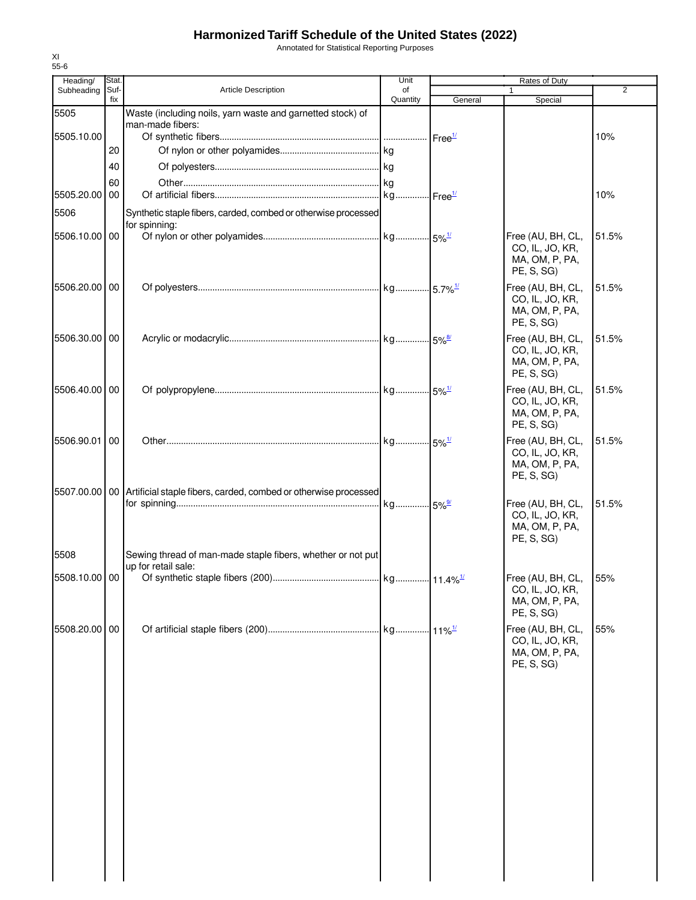# Harmonized Tariff Schedule of the United States (2022)

Annotated for Statistical Reporting Purposes

XI
55-6

| Heading/ Subheading | Stat. Suf- fix | Article Description | Unit of Quantity | Rates of Duty 1 General | Special | 2 |
|---|---|---|---|---|---|---|
| 5505 | | Waste (including noils, yarn waste and garnetted stock) of man-made fibers: | | | | |
| 5505.10.00 | | Of synthetic fibers | | Free[1/] | | 10% |
| | 20 | Of nylon or other polyamides | kg | | | |
| | 40 | Of polyesters | kg | | | |
| | 60 | Other | kg | | | |
| 5505.20.00 | 00 | Of artificial fibers | kg | Free[1/] | | 10% |
| 5506 | | Synthetic staple fibers, carded, combed or otherwise processed for spinning: | | | | |
| 5506.10.00 | 00 | Of nylon or other polyamides | kg | 5%[1/] | Free (AU, BH, CL, CO, IL, JO, KR, MA, OM, P, PA, PE, S, SG) | 51.5% |
| 5506.20.00 | 00 | Of polyesters | kg | 5.7%[1/] | Free (AU, BH, CL, CO, IL, JO, KR, MA, OM, P, PA, PE, S, SG) | 51.5% |
| 5506.30.00 | 00 | Acrylic or modacrylic | kg | 5%[8/] | Free (AU, BH, CL, CO, IL, JO, KR, MA, OM, P, PA, PE, S, SG) | 51.5% |
| 5506.40.00 | 00 | Of polypropylene | kg | 5%[1/] | Free (AU, BH, CL, CO, IL, JO, KR, MA, OM, P, PA, PE, S, SG) | 51.5% |
| 5506.90.01 | 00 | Other | kg | 5%[1/] | Free (AU, BH, CL, CO, IL, JO, KR, MA, OM, P, PA, PE, S, SG) | 51.5% |
| 5507.00.00 | 00 | Artificial staple fibers, carded, combed or otherwise processed for spinning | kg | 5%[9/] | Free (AU, BH, CL, CO, IL, JO, KR, MA, OM, P, PA, PE, S, SG) | 51.5% |
| 5508 | | Sewing thread of man-made staple fibers, whether or not put up for retail sale: | | | | |
| 5508.10.00 | 00 | Of synthetic staple fibers (200) | kg | 11.4%[1/] | Free (AU, BH, CL, CO, IL, JO, KR, MA, OM, P, PA, PE, S, SG) | 55% |
| 5508.20.00 | 00 | Of artificial staple fibers (200) | kg | 11%[1/] | Free (AU, BH, CL, CO, IL, JO, KR, MA, OM, P, PA, PE, S, SG) | 55% |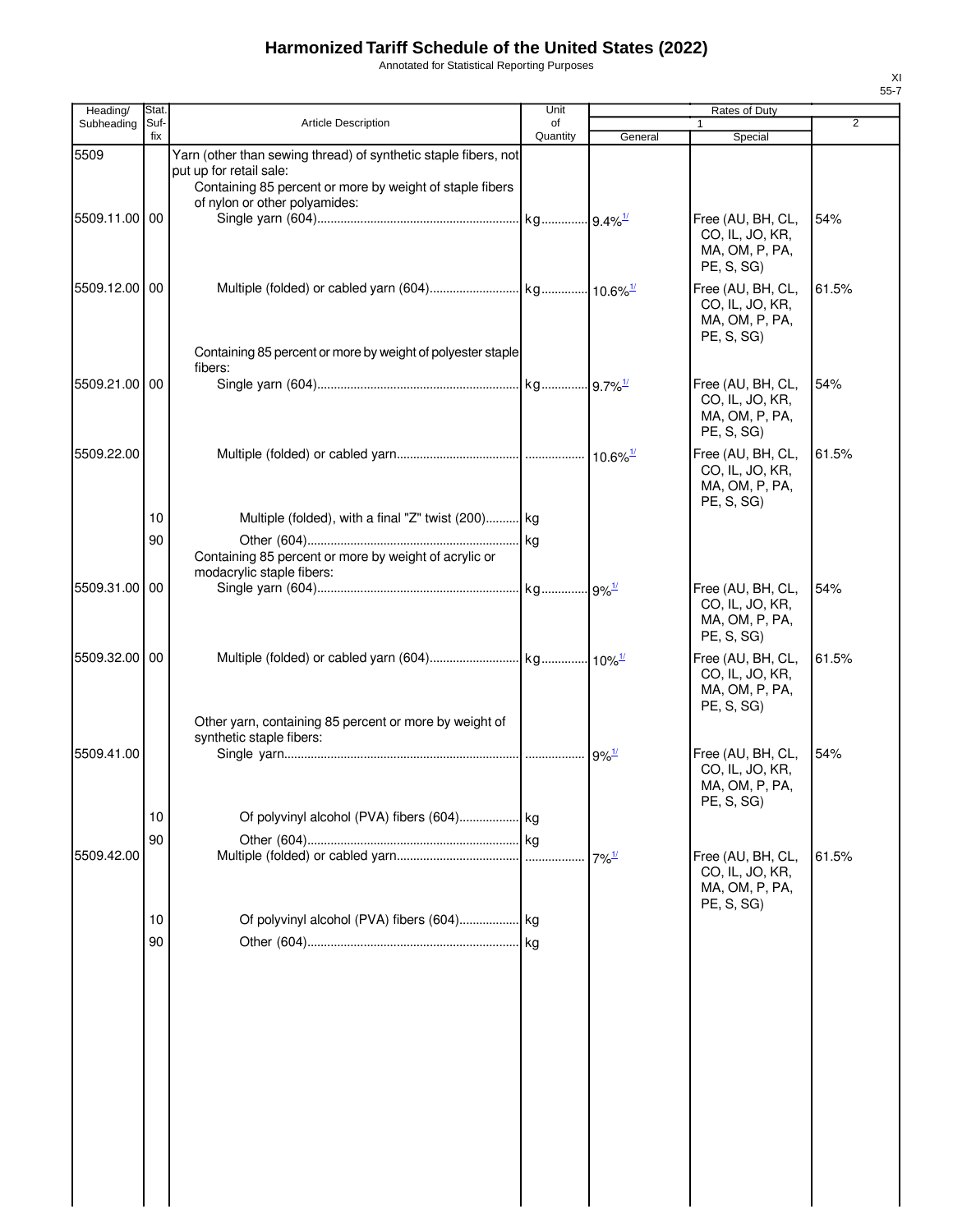# Harmonized Tariff Schedule of the United States (2022)

Annotated for Statistical Reporting Purposes

| Heading/ Subheading | Stat. Suf- fix | Article Description | Unit of Quantity | Rates of Duty 1 General | Special | 2 |
|---|---|---|---|---|---|---|
| 5509 | | Yarn (other than sewing thread) of synthetic staple fibers, not put up for retail sale: | | | | |
| | | Containing 85 percent or more by weight of staple fibers of nylon or other polyamides: | | | | |
| 5509.11.00 | 00 | Single yarn (604) | kg | 9.4%[1/] | Free (AU, BH, CL, CO, IL, JO, KR, MA, OM, P, PA, PE, S, SG) | 54% |
| 5509.12.00 | 00 | Multiple (folded) or cabled yarn (604) | kg | 10.6%[1/] | Free (AU, BH, CL, CO, IL, JO, KR, MA, OM, P, PA, PE, S, SG) | 61.5% |
| | | Containing 85 percent or more by weight of polyester staple fibers: | | | | |
| 5509.21.00 | 00 | Single yarn (604) | kg | 9.7%[1/] | Free (AU, BH, CL, CO, IL, JO, KR, MA, OM, P, PA, PE, S, SG) | 54% |
| 5509.22.00 | | Multiple (folded) or cabled yarn | | 10.6%[1/] | Free (AU, BH, CL, CO, IL, JO, KR, MA, OM, P, PA, PE, S, SG) | 61.5% |
| | 10 | Multiple (folded), with a final "Z" twist (200) | kg | | | |
| | 90 | Other (604) | kg | | | |
| | | Containing 85 percent or more by weight of acrylic or modacrylic staple fibers: | | | | |
| 5509.31.00 | 00 | Single yarn (604) | kg | 9%[1/] | Free (AU, BH, CL, CO, IL, JO, KR, MA, OM, P, PA, PE, S, SG) | 54% |
| 5509.32.00 | 00 | Multiple (folded) or cabled yarn (604) | kg | 10%[1/] | Free (AU, BH, CL, CO, IL, JO, KR, MA, OM, P, PA, PE, S, SG) | 61.5% |
| | | Other yarn, containing 85 percent or more by weight of synthetic staple fibers: | | | | |
| 5509.41.00 | | Single yarn | | 9%[1/] | Free (AU, BH, CL, CO, IL, JO, KR, MA, OM, P, PA, PE, S, SG) | 54% |
| | 10 | Of polyvinyl alcohol (PVA) fibers (604) | kg | | | |
| | 90 | Other (604) | kg | | | |
| 5509.42.00 | | Multiple (folded) or cabled yarn | | 7%[1/] | Free (AU, BH, CL, CO, IL, JO, KR, MA, OM, P, PA, PE, S, SG) | 61.5% |
| | 10 | Of polyvinyl alcohol (PVA) fibers (604) | kg | | | |
| | 90 | Other (604) | kg | | | |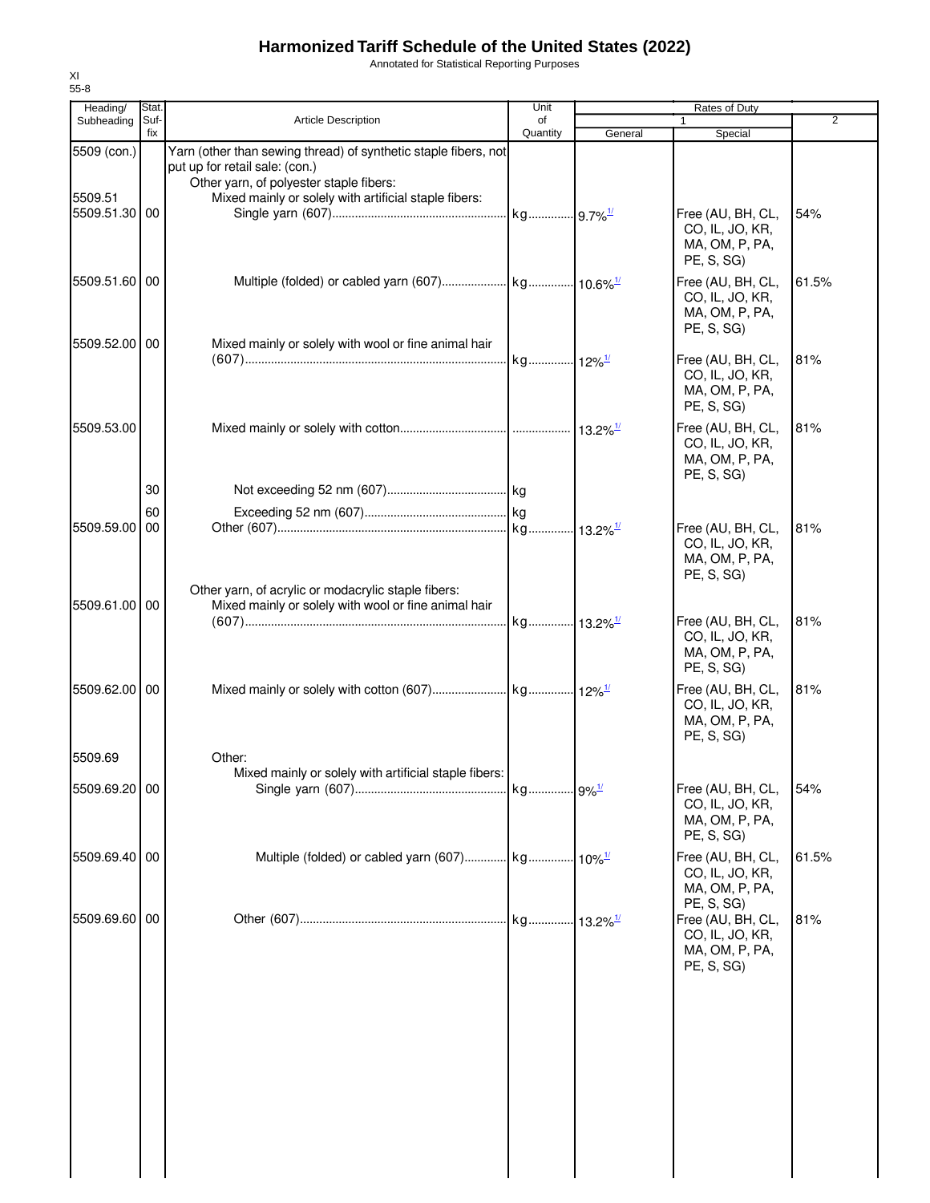# Harmonized Tariff Schedule of the United States (2022)

Annotated for Statistical Reporting Purposes

XI
55-8

| Heading/ Subheading | Stat. Suf- fix | Article Description | Unit of Quantity | Rates of Duty 1 General | Special | 2 |
|---|---|---|---|---|---|---|
| 5509 (con.) | | Yarn (other than sewing thread) of synthetic staple fibers, not put up for retail sale: (con.) | | | | |
| | | Other yarn, of polyester staple fibers: | | | | |
| 5509.51 | | Mixed mainly or solely with artificial staple fibers: | | | | |
| 5509.51.30 | 00 | Single yarn (607) | kg | 9.7%[1/] | Free (AU, BH, CL, CO, IL, JO, KR, MA, OM, P, PA, PE, S, SG) | 54% |
| 5509.51.60 | 00 | Multiple (folded) or cabled yarn (607) | kg | 10.6%[1/] | Free (AU, BH, CL, CO, IL, JO, KR, MA, OM, P, PA, PE, S, SG) | 61.5% |
| 5509.52.00 | 00 | Mixed mainly or solely with wool or fine animal hair (607) | kg | 12%[1/] | Free (AU, BH, CL, CO, IL, JO, KR, MA, OM, P, PA, PE, S, SG) | 81% |
| 5509.53.00 | | Mixed mainly or solely with cotton | | 13.2%[1/] | Free (AU, BH, CL, CO, IL, JO, KR, MA, OM, P, PA, PE, S, SG) | 81% |
| | 30 | Not exceeding 52 nm (607) | kg | | | |
| | 60 | Exceeding 52 nm (607) | kg | | | |
| 5509.59.00 | 00 | Other (607) | kg | 13.2%[1/] | Free (AU, BH, CL, CO, IL, JO, KR, MA, OM, P, PA, PE, S, SG) | 81% |
| | | Other yarn, of acrylic or modacrylic staple fibers: | | | | |
| 5509.61.00 | 00 | Mixed mainly or solely with wool or fine animal hair (607) | kg | 13.2%[1/] | Free (AU, BH, CL, CO, IL, JO, KR, MA, OM, P, PA, PE, S, SG) | 81% |
| 5509.62.00 | 00 | Mixed mainly or solely with cotton (607) | kg | 12%[1/] | Free (AU, BH, CL, CO, IL, JO, KR, MA, OM, P, PA, PE, S, SG) | 81% |
| 5509.69 | | Other: | | | | |
| | | Mixed mainly or solely with artificial staple fibers: | | | | |
| 5509.69.20 | 00 | Single yarn (607) | kg | 9%[1/] | Free (AU, BH, CL, CO, IL, JO, KR, MA, OM, P, PA, PE, S, SG) | 54% |
| 5509.69.40 | 00 | Multiple (folded) or cabled yarn (607) | kg | 10%[1/] | Free (AU, BH, CL, CO, IL, JO, KR, MA, OM, P, PA, PE, S, SG) | 61.5% |
| 5509.69.60 | 00 | Other (607) | kg | 13.2%[1/] | Free (AU, BH, CL, CO, IL, JO, KR, MA, OM, P, PA, PE, S, SG) | 81% |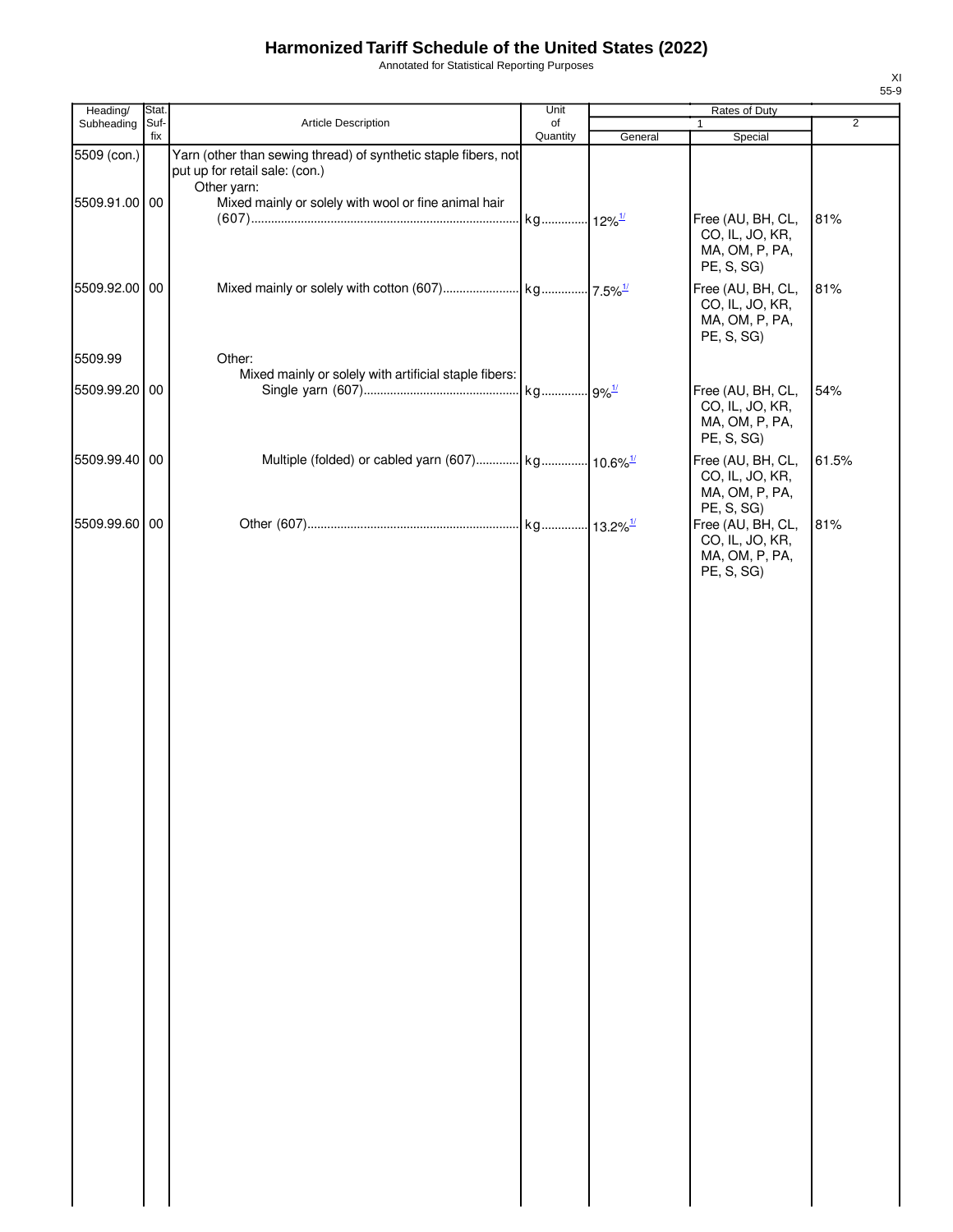# Harmonized Tariff Schedule of the United States (2022)

Annotated for Statistical Reporting Purposes

XI
55-9

| Heading/ Subheading | Stat. Suf- fix | Article Description | Unit of Quantity | Rates of Duty 1 General | Special | 2 |
|---|---|---|---|---|---|---|
| 5509 (con.) | | Yarn (other than sewing thread) of synthetic staple fibers, not put up for retail sale: (con.) | | | | |
| | | Other yarn: | | | | |
| 5509.91.00 | 00 | Mixed mainly or solely with wool or fine animal hair (607) | kg | 12%[1/] | Free (AU, BH, CL, CO, IL, JO, KR, MA, OM, P, PA, PE, S, SG) | 81% |
| 5509.92.00 | 00 | Mixed mainly or solely with cotton (607) | kg | 7.5%[1/] | Free (AU, BH, CL, CO, IL, JO, KR, MA, OM, P, PA, PE, S, SG) | 81% |
| 5509.99 | | Other: | | | | |
| | | Mixed mainly or solely with artificial staple fibers: | | | | |
| 5509.99.20 | 00 | Single yarn (607) | kg | 9%[1/] | Free (AU, BH, CL, CO, IL, JO, KR, MA, OM, P, PA, PE, S, SG) | 54% |
| 5509.99.40 | 00 | Multiple (folded) or cabled yarn (607) | kg | 10.6%[1/] | Free (AU, BH, CL, CO, IL, JO, KR, MA, OM, P, PA, PE, S, SG) | 61.5% |
| 5509.99.60 | 00 | Other (607) | kg | 13.2%[1/] | Free (AU, BH, CL, CO, IL, JO, KR, MA, OM, P, PA, PE, S, SG) | 81% |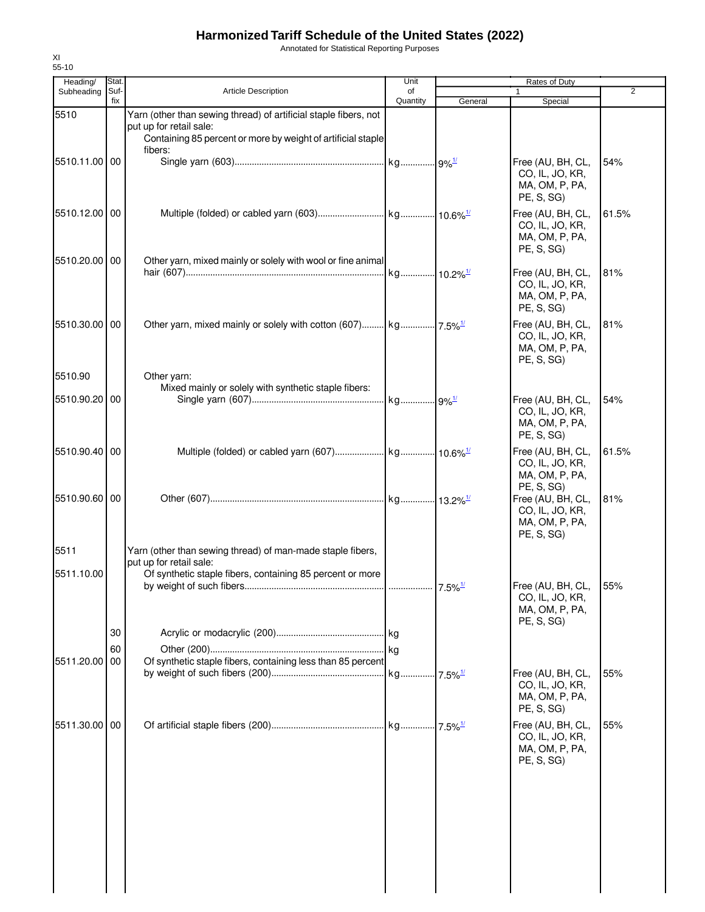# Harmonized Tariff Schedule of the United States (2022)

Annotated for Statistical Reporting Purposes

XI
55-10

| Heading/ Subheading | Stat. Suf-fix | Article Description | Unit of Quantity | Rates of Duty 1 General | Special | 2 |
|---|---|---|---|---|---|---|
| 5510 | | Yarn (other than sewing thread) of artificial staple fibers, not put up for retail sale: | | | | |
| | | Containing 85 percent or more by weight of artificial staple fibers: | | | | |
| 5510.11.00 | 00 | Single yarn (603) | kg | 9%[1/] | Free (AU, BH, CL, CO, IL, JO, KR, MA, OM, P, PA, PE, S, SG) | 54% |
| 5510.12.00 | 00 | Multiple (folded) or cabled yarn (603) | kg | 10.6%[1/] | Free (AU, BH, CL, CO, IL, JO, KR, MA, OM, P, PA, PE, S, SG) | 61.5% |
| 5510.20.00 | 00 | Other yarn, mixed mainly or solely with wool or fine animal hair (607) | kg | 10.2%[1/] | Free (AU, BH, CL, CO, IL, JO, KR, MA, OM, P, PA, PE, S, SG) | 81% |
| 5510.30.00 | 00 | Other yarn, mixed mainly or solely with cotton (607) | kg | 7.5%[1/] | Free (AU, BH, CL, CO, IL, JO, KR, MA, OM, P, PA, PE, S, SG) | 81% |
| 5510.90 | | Other yarn: | | | | |
| | | Mixed mainly or solely with synthetic staple fibers: | | | | |
| 5510.90.20 | 00 | Single yarn (607) | kg | 9%[1/] | Free (AU, BH, CL, CO, IL, JO, KR, MA, OM, P, PA, PE, S, SG) | 54% |
| 5510.90.40 | 00 | Multiple (folded) or cabled yarn (607) | kg | 10.6%[1/] | Free (AU, BH, CL, CO, IL, JO, KR, MA, OM, P, PA, PE, S, SG) | 61.5% |
| 5510.90.60 | 00 | Other (607) | kg | 13.2%[1/] | Free (AU, BH, CL, CO, IL, JO, KR, MA, OM, P, PA, PE, S, SG) | 81% |
| 5511 | | Yarn (other than sewing thread) of man-made staple fibers, put up for retail sale: | | | | |
| 5511.10.00 | | Of synthetic staple fibers, containing 85 percent or more by weight of such fibers | | 7.5%[1/] | Free (AU, BH, CL, CO, IL, JO, KR, MA, OM, P, PA, PE, S, SG) | 55% |
| | 30 | Acrylic or modacrylic (200) | kg | | | |
| | 60 | Other (200) | kg | | | |
| 5511.20.00 | 00 | Of synthetic staple fibers, containing less than 85 percent by weight of such fibers (200) | kg | 7.5%[1/] | Free (AU, BH, CL, CO, IL, JO, KR, MA, OM, P, PA, PE, S, SG) | 55% |
| 5511.30.00 | 00 | Of artificial staple fibers (200) | kg | 7.5%[1/] | Free (AU, BH, CL, CO, IL, JO, KR, MA, OM, P, PA, PE, S, SG) | 55% |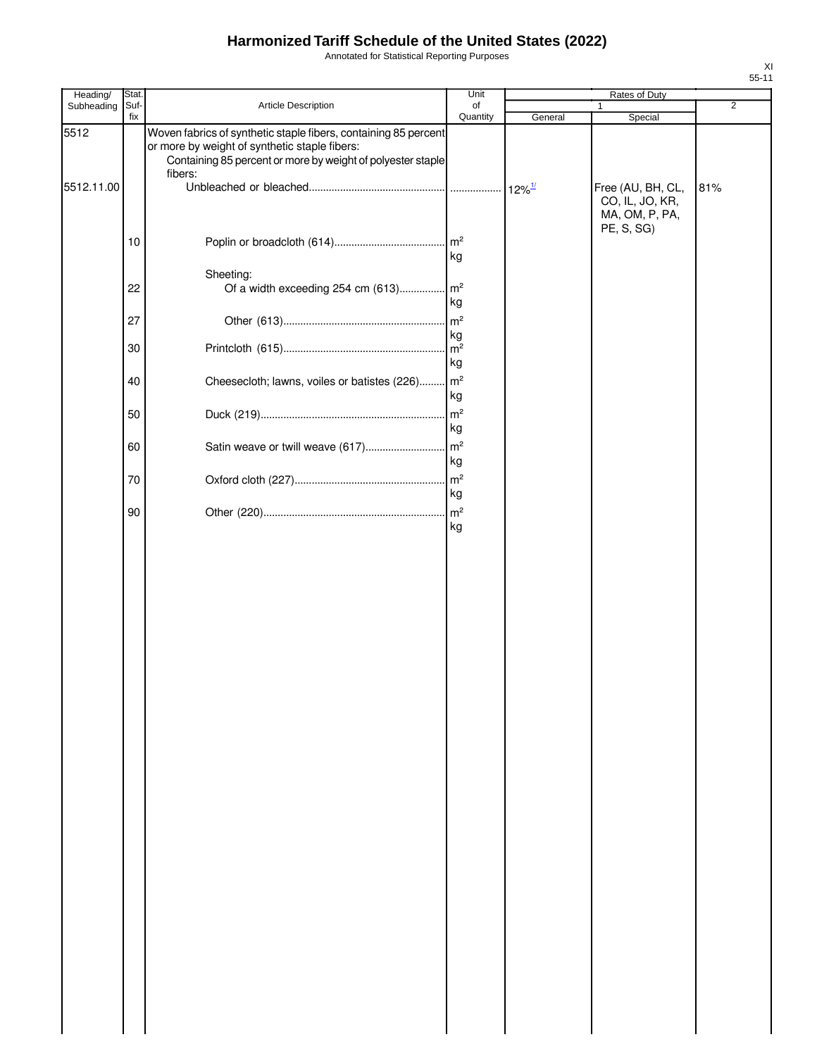# Harmonized Tariff Schedule of the United States (2022)

Annotated for Statistical Reporting Purposes

XI
55-11

| Heading/ Subheading | Stat. Suf- fix | Article Description | Unit of Quantity | Rates of Duty 1 General | Rates of Duty 1 Special | Rates of Duty 2 |
|---|---|---|---|---|---|---|
| 5512 | | Woven fabrics of synthetic staple fibers, containing 85 percent or more by weight of synthetic staple fibers: | | | | |
| | | Containing 85 percent or more by weight of polyester staple fibers: | | | | |
| 5512.11.00 | | Unbleached or bleached | | 12%[1/] | Free (AU, BH, CL, CO, IL, JO, KR, MA, OM, P, PA, PE, S, SG) | 81% |
| | 10 | Poplin or broadcloth (614) | $m^2$ kg | | | |
| | | Sheeting: | | | | |
| | 22 | Of a width exceeding 254 cm (613) | $m^2$ kg | | | |
| | 27 | Other (613) | $m^2$ kg | | | |
| | 30 | Printcloth (615) | $m^2$ kg | | | |
| | 40 | Cheesecloth; lawns, voiles or batistes (226) | $m^2$ kg | | | |
| | 50 | Duck (219) | $m^2$ kg | | | |
| | 60 | Satin weave or twill weave (617) | $m^2$ kg | | | |
| | 70 | Oxford cloth (227) | $m^2$ kg | | | |
| | 90 | Other (220) | $m^2$ kg | | | |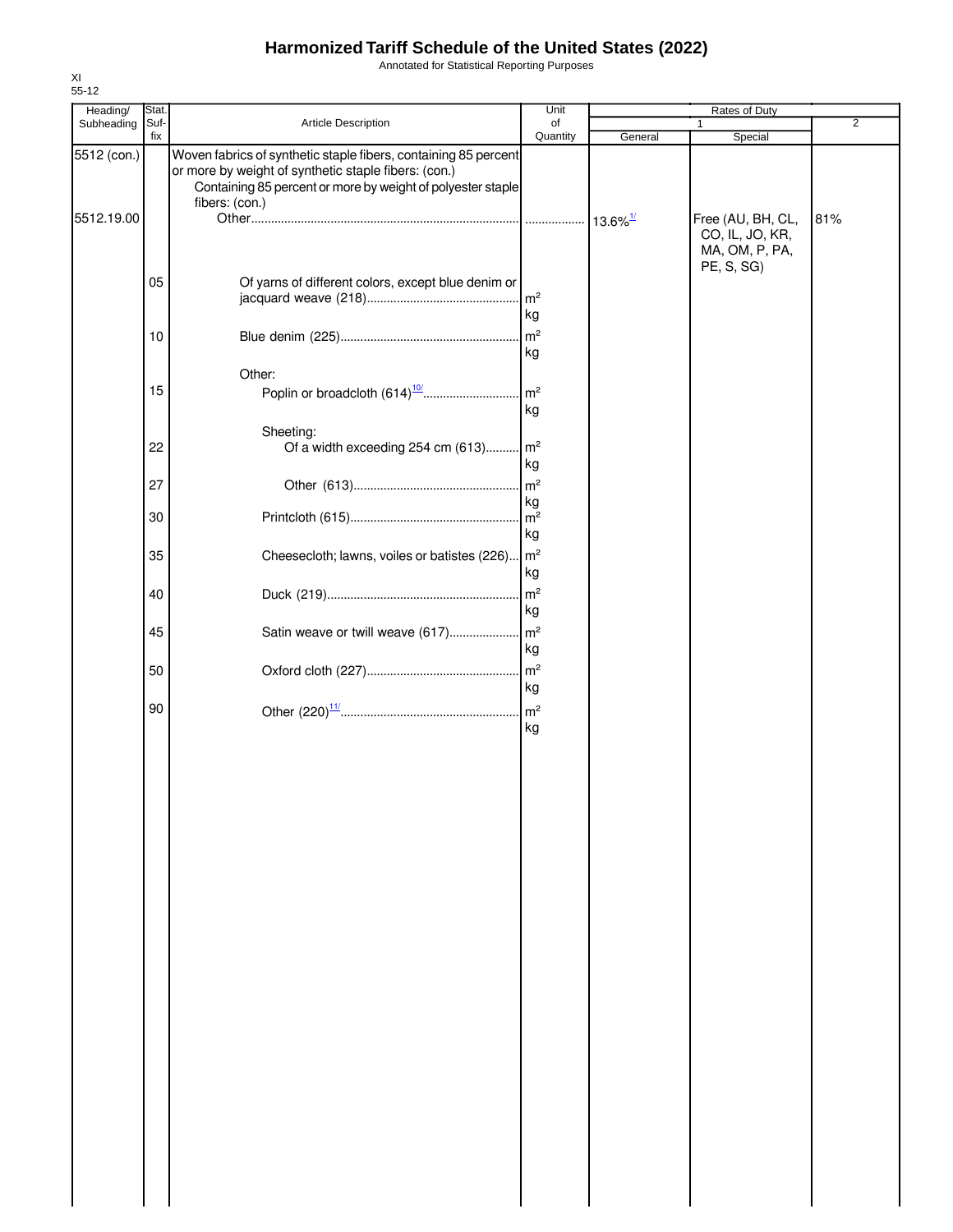# Harmonized Tariff Schedule of the United States (2022)

Annotated for Statistical Reporting Purposes

XI
55-12

| Heading/ Subheading | Stat. Suf- fix | Article Description | Unit of Quantity | Rates of Duty | | |
|---|---|---|---|---|---|---|
| | | | | 1 | | 2 |
| | | | | General | Special | |
| 5512 (con.) | | Woven fabrics of synthetic staple fibers, containing 85 percent or more by weight of synthetic staple fibers: (con.) | | | | |
| | | Containing 85 percent or more by weight of polyester staple fibers: (con.) | | | | |
| 5512.19.00 | | Other | | 13.6%[1/] | Free (AU, BH, CL, CO, IL, JO, KR, MA, OM, P, PA, PE, S, SG) | 81% |
| | 05 | Of yarns of different colors, except blue denim or jacquard weave (218) | m²<br>kg | | | |
| | 10 | Blue denim (225) | m²<br>kg | | | |
| | | Other: | | | | |
| | 15 | Poplin or broadcloth (614)[10/] | m²<br>kg | | | |
| | | Sheeting: | | | | |
| | 22 | Of a width exceeding 254 cm (613) | m²<br>kg | | | |
| | 27 | Other (613) | m²<br>kg | | | |
| | 30 | Printcloth (615) | m²<br>kg | | | |
| | 35 | Cheesecloth; lawns, voiles or batistes (226) | m²<br>kg | | | |
| | 40 | Duck (219) | m²<br>kg | | | |
| | 45 | Satin weave or twill weave (617) | m²<br>kg | | | |
| | 50 | Oxford cloth (227) | m²<br>kg | | | |
| | 90 | Other (220)[11/] | m²<br>kg | | | |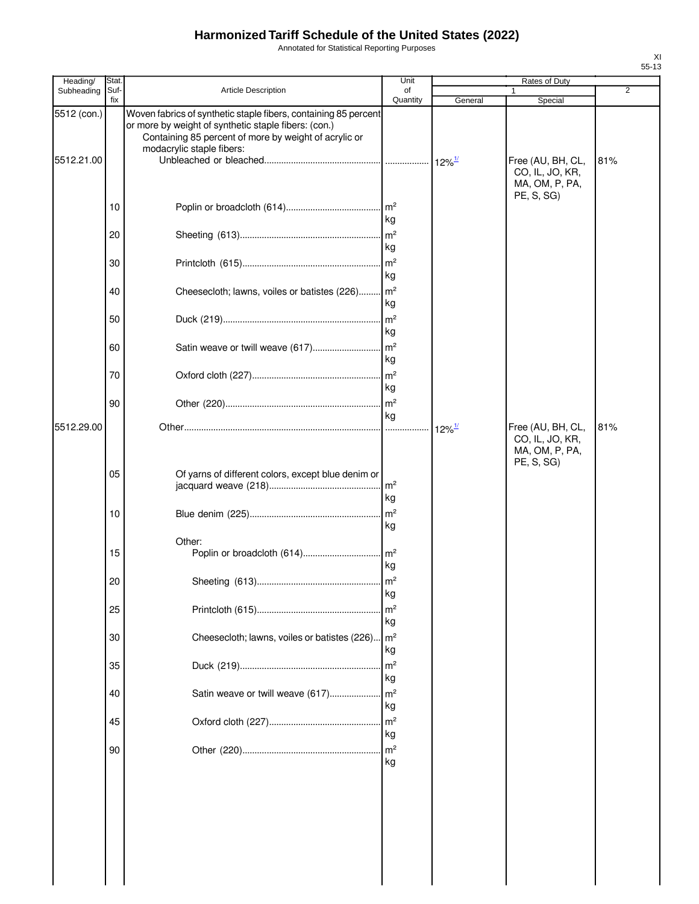# Harmonized Tariff Schedule of the United States (2022)

Annotated for Statistical Reporting Purposes

| Heading/ Subheading | Stat. Suf- fix | Article Description | Unit of Quantity | Rates of Duty 1 General | Special | 2 |
|---|---|---|---|---|---|---|
| 5512 (con.) | | Woven fabrics of synthetic staple fibers, containing 85 percent or more by weight of synthetic staple fibers: (con.) | | | | |
| | | Containing 85 percent of more by weight of acrylic or modacrylic staple fibers: | | | | |
| 5512.21.00 | | Unbleached or bleached | | 12%[1/] | Free (AU, BH, CL, CO, IL, JO, KR, MA, OM, P, PA, PE, S, SG) | 81% |
| | 10 | Poplin or broadcloth (614) | m²<br>kg | | | |
| | 20 | Sheeting (613) | m²<br>kg | | | |
| | 30 | Printcloth (615) | m²<br>kg | | | |
| | 40 | Cheesecloth; lawns, voiles or batistes (226) | m²<br>kg | | | |
| | 50 | Duck (219) | m²<br>kg | | | |
| | 60 | Satin weave or twill weave (617) | m²<br>kg | | | |
| | 70 | Oxford cloth (227) | m²<br>kg | | | |
| | 90 | Other (220) | m²<br>kg | | | |
| 5512.29.00 | | Other | | 12%[1/] | Free (AU, BH, CL, CO, IL, JO, KR, MA, OM, P, PA, PE, S, SG) | 81% |
| | 05 | Of yarns of different colors, except blue denim or jacquard weave (218) | m²<br>kg | | | |
| | 10 | Blue denim (225) | m²<br>kg | | | |
| | | Other: | | | | |
| | 15 | Poplin or broadcloth (614) | m²<br>kg | | | |
| | 20 | Sheeting (613) | m²<br>kg | | | |
| | 25 | Printcloth (615) | m²<br>kg | | | |
| | 30 | Cheesecloth; lawns, voiles or batistes (226) | m²<br>kg | | | |
| | 35 | Duck (219) | m²<br>kg | | | |
| | 40 | Satin weave or twill weave (617) | m²<br>kg | | | |
| | 45 | Oxford cloth (227) | m²<br>kg | | | |
| | 90 | Other (220) | m²<br>kg | | | |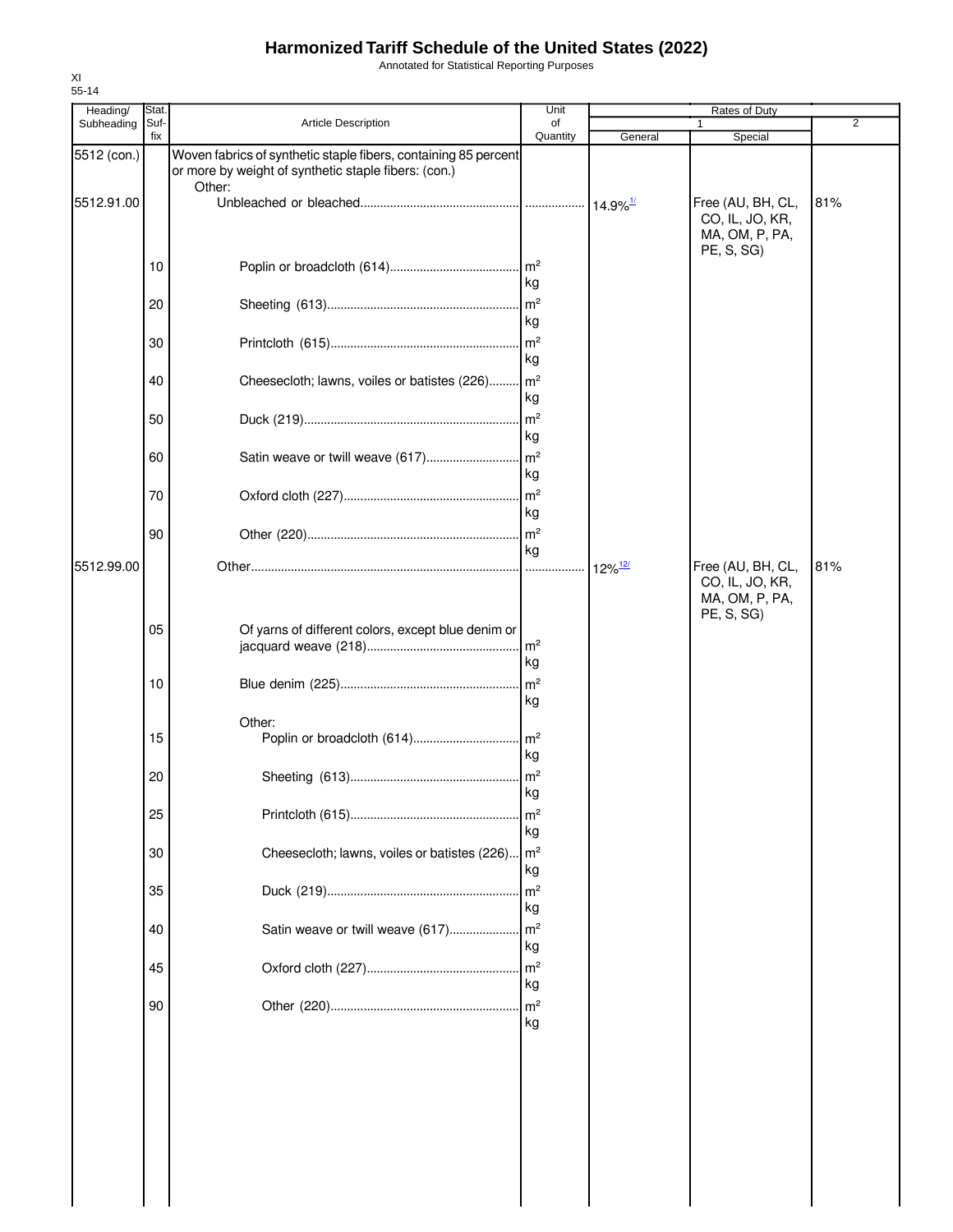# Harmonized Tariff Schedule of the United States (2022)

Annotated for Statistical Reporting Purposes

XI
55-14

| Heading/ Subheading | Stat. Suf- fix | Article Description | Unit of Quantity | Rates of Duty | | |
|---|---|---|---|---|---|---|
| | | | | 1 | | 2 |
| | | | | General | Special | |
| 5512 (con.) | | Woven fabrics of synthetic staple fibers, containing 85 percent or more by weight of synthetic staple fibers: (con.) | | | | |
| | | Other: | | | | |
| 5512.91.00 | | Unbleached or bleached | | 14.9%[1/] | Free (AU, BH, CL, CO, IL, JO, KR, MA, OM, P, PA, PE, S, SG) | 81% |
| | 10 | Poplin or broadcloth (614) | m²<br>kg | | | |
| | 20 | Sheeting (613) | m²<br>kg | | | |
| | 30 | Printcloth (615) | m²<br>kg | | | |
| | 40 | Cheesecloth; lawns, voiles or batistes (226) | m²<br>kg | | | |
| | 50 | Duck (219) | m²<br>kg | | | |
| | 60 | Satin weave or twill weave (617) | m²<br>kg | | | |
| | 70 | Oxford cloth (227) | m²<br>kg | | | |
| | 90 | Other (220) | m²<br>kg | | | |
| 5512.99.00 | | Other | | 12%[12/] | Free (AU, BH, CL, CO, IL, JO, KR, MA, OM, P, PA, PE, S, SG) | 81% |
| | 05 | Of yarns of different colors, except blue denim or jacquard weave (218) | m²<br>kg | | | |
| | 10 | Blue denim (225) | m²<br>kg | | | |
| | | Other: | | | | |
| | 15 | Poplin or broadcloth (614) | m²<br>kg | | | |
| | 20 | Sheeting (613) | m²<br>kg | | | |
| | 25 | Printcloth (615) | m²<br>kg | | | |
| | 30 | Cheesecloth; lawns, voiles or batistes (226) | m²<br>kg | | | |
| | 35 | Duck (219) | m²<br>kg | | | |
| | 40 | Satin weave or twill weave (617) | m²<br>kg | | | |
| | 45 | Oxford cloth (227) | m²<br>kg | | | |
| | 90 | Other (220) | m²<br>kg | | | |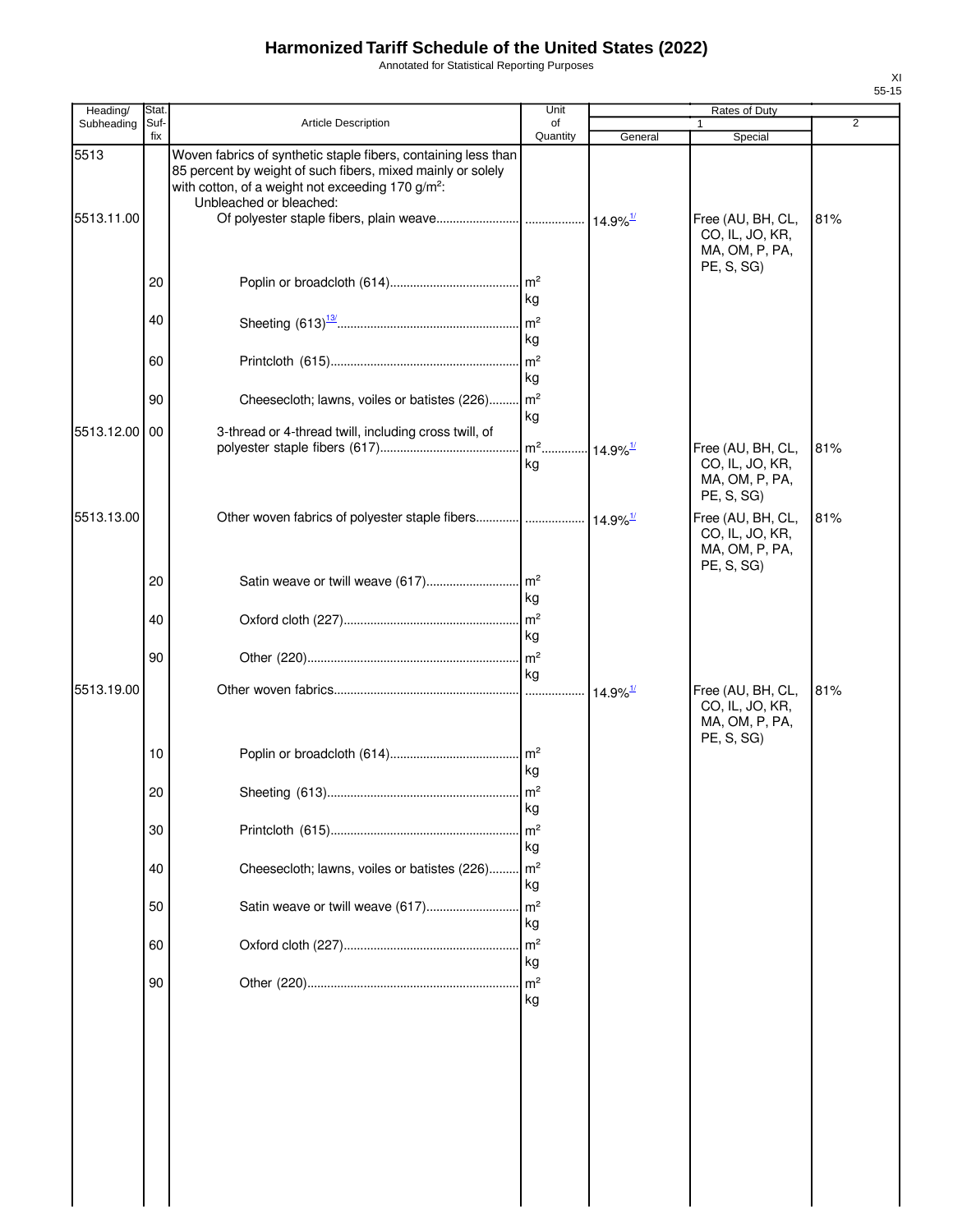# Harmonized Tariff Schedule of the United States (2022)

Annotated for Statistical Reporting Purposes

XI
55-15

| Heading/ Subheading | Stat. Suf-fix | Article Description | Unit of Quantity | Rates of Duty 1 General | Rates of Duty 1 Special | Rates of Duty 2 |
|---|---|---|---|---|---|---|
| 5513 | | Woven fabrics of synthetic staple fibers, containing less than 85 percent by weight of such fibers, mixed mainly or solely with cotton, of a weight not exceeding 170 g/m²: | | | | |
| | | Unbleached or bleached: | | | | |
| 5513.11.00 | | Of polyester staple fibers, plain weave | | 14.9%[1/] | Free (AU, BH, CL, CO, IL, JO, KR, MA, OM, P, PA, PE, S, SG) | 81% |
| | 20 | Poplin or broadcloth (614) | m² kg | | | |
| | 40 | Sheeting (613)[13/] | m² kg | | | |
| | 60 | Printcloth (615) | m² kg | | | |
| | 90 | Cheesecloth; lawns, voiles or batistes (226) | m² kg | | | |
| 5513.12.00 | 00 | 3-thread or 4-thread twill, including cross twill, of polyester staple fibers (617) | m² kg | 14.9%[1/] | Free (AU, BH, CL, CO, IL, JO, KR, MA, OM, P, PA, PE, S, SG) | 81% |
| 5513.13.00 | | Other woven fabrics of polyester staple fibers | | 14.9%[1/] | Free (AU, BH, CL, CO, IL, JO, KR, MA, OM, P, PA, PE, S, SG) | 81% |
| | 20 | Satin weave or twill weave (617) | m² kg | | | |
| | 40 | Oxford cloth (227) | m² kg | | | |
| | 90 | Other (220) | m² kg | | | |
| 5513.19.00 | | Other woven fabrics | | 14.9%[1/] | Free (AU, BH, CL, CO, IL, JO, KR, MA, OM, P, PA, PE, S, SG) | 81% |
| | 10 | Poplin or broadcloth (614) | m² kg | | | |
| | 20 | Sheeting (613) | m² kg | | | |
| | 30 | Printcloth (615) | m² kg | | | |
| | 40 | Cheesecloth; lawns, voiles or batistes (226) | m² kg | | | |
| | 50 | Satin weave or twill weave (617) | m² kg | | | |
| | 60 | Oxford cloth (227) | m² kg | | | |
| | 90 | Other (220) | m² kg | | | |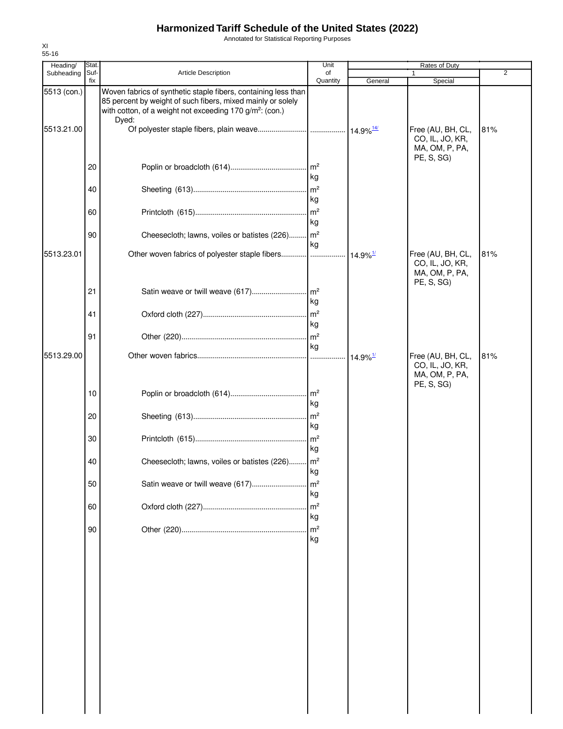# Harmonized Tariff Schedule of the United States (2022)

Annotated for Statistical Reporting Purposes

XI
55-16

| Heading/ Subheading | Stat. Suf-fix | Article Description | Unit of Quantity | Rates of Duty 1 General | Rates of Duty 1 Special | Rates of Duty 2 |
|---|---|---|---|---|---|---|
| 5513 (con.) | | Woven fabrics of synthetic staple fibers, containing less than 85 percent by weight of such fibers, mixed mainly or solely with cotton, of a weight not exceeding 170 g/m²: (con.) | | | | |
| | | Dyed: | | | | |
| 5513.21.00 | | Of polyester staple fibers, plain weave........................ | ................. | 14.9%[14/] | Free (AU, BH, CL, CO, IL, JO, KR, MA, OM, P, PA, PE, S, SG) | 81% |
| | 20 | Poplin or broadcloth (614)....................................... | m² kg | | | |
| | 40 | Sheeting (613).......................................................... | m² kg | | | |
| | 60 | Printcloth (615)......................................................... | m² kg | | | |
| | 90 | Cheesecloth; lawns, voiles or batistes (226)......... | m² kg | | | |
| 5513.23.01 | | Other woven fabrics of polyester staple fibers............ | ................. | 14.9%[1/] | Free (AU, BH, CL, CO, IL, JO, KR, MA, OM, P, PA, PE, S, SG) | 81% |
| | 21 | Satin weave or twill weave (617)............................ | m² kg | | | |
| | 41 | Oxford cloth (227)..................................................... | m² kg | | | |
| | 91 | Other (220)................................................................ | m² kg | | | |
| 5513.29.00 | | Other woven fabrics........................................................ | ................. | 14.9%[1/] | Free (AU, BH, CL, CO, IL, JO, KR, MA, OM, P, PA, PE, S, SG) | 81% |
| | 10 | Poplin or broadcloth (614)....................................... | m² kg | | | |
| | 20 | Sheeting (613).......................................................... | m² kg | | | |
| | 30 | Printcloth (615)......................................................... | m² kg | | | |
| | 40 | Cheesecloth; lawns, voiles or batistes (226)......... | m² kg | | | |
| | 50 | Satin weave or twill weave (617)............................ | m² kg | | | |
| | 60 | Oxford cloth (227)..................................................... | m² kg | | | |
| | 90 | Other (220)................................................................ | m² kg | | | |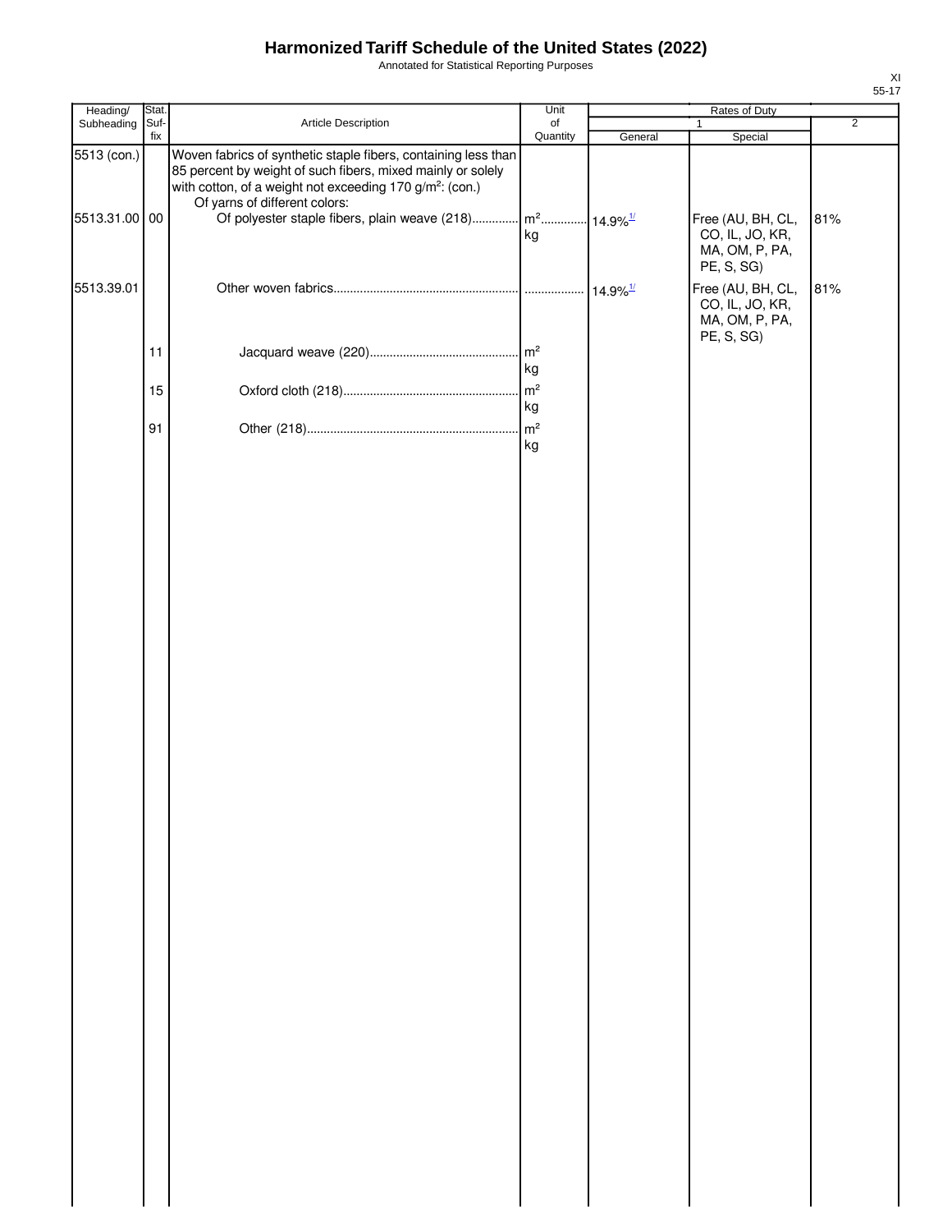# Harmonized Tariff Schedule of the United States (2022)

Annotated for Statistical Reporting Purposes

XI
55-17

| Heading/ Subheading | Stat. Suf- fix | Article Description | Unit of Quantity | Rates of Duty 1 General | Special | 2 |
|---|---|---|---|---|---|---|
| 5513 (con.) | | Woven fabrics of synthetic staple fibers, containing less than 85 percent by weight of such fibers, mixed mainly or solely with cotton, of a weight not exceeding 170 g/m²: (con.) | | | | |
| | | Of yarns of different colors: | | | | |
| 5513.31.00 | 00 | Of polyester staple fibers, plain weave (218) | m² kg | 14.9%[1/] | Free (AU, BH, CL, CO, IL, JO, KR, MA, OM, P, PA, PE, S, SG) | 81% |
| 5513.39.01 | | Other woven fabrics | | 14.9%[1/] | Free (AU, BH, CL, CO, IL, JO, KR, MA, OM, P, PA, PE, S, SG) | 81% |
| | 11 | Jacquard weave (220) | m² kg | | | |
| | 15 | Oxford cloth (218) | m² kg | | | |
| | 91 | Other (218) | m² kg | | | |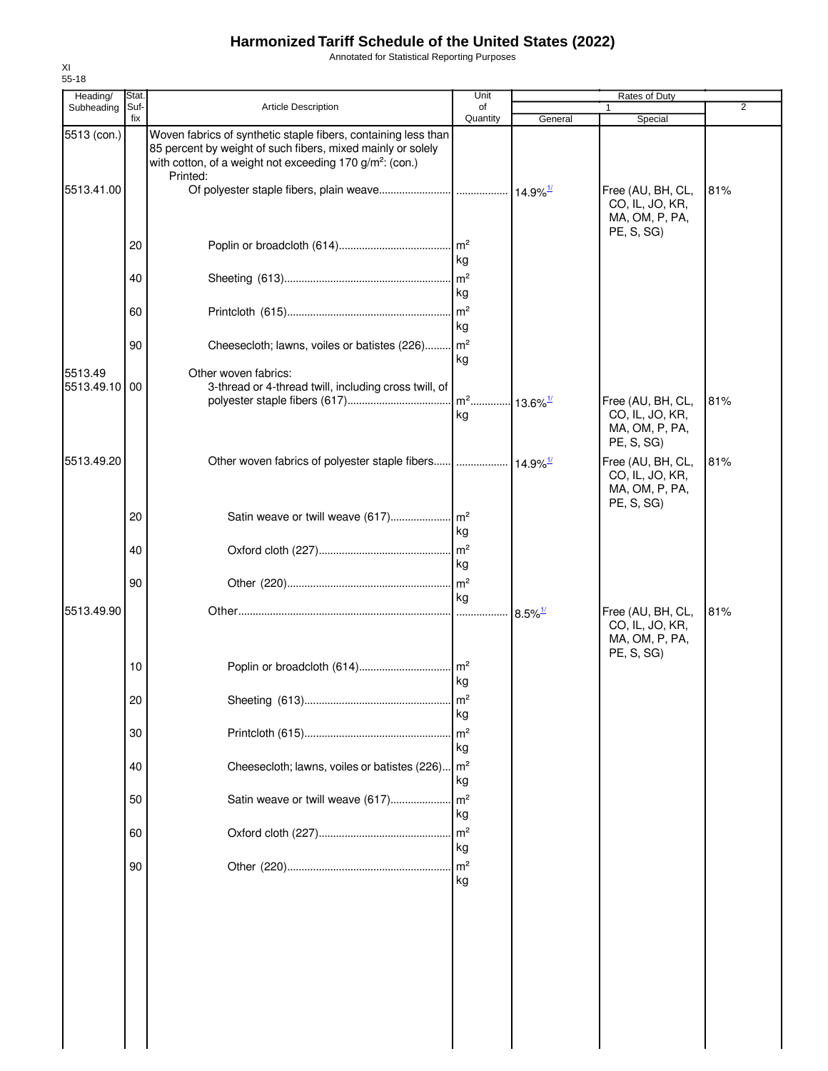# Harmonized Tariff Schedule of the United States (2022)

Annotated for Statistical Reporting Purposes

XI
55-18

| Heading/ Subheading | Stat. Suf- fix | Article Description | Unit of Quantity | Rates of Duty 1 General | Special | 2 |
|---|---|---|---|---|---|---|
| 5513 (con.) | | Woven fabrics of synthetic staple fibers, containing less than 85 percent by weight of such fibers, mixed mainly or solely with cotton, of a weight not exceeding 170 g/m²: (con.) | | | | |
| | | Printed: | | | | |
| 5513.41.00 | | Of polyester staple fibers, plain weave | | 14.9%[1/] | Free (AU, BH, CL, CO, IL, JO, KR, MA, OM, P, PA, PE, S, SG) | 81% |
| | 20 | Poplin or broadcloth (614) | m² kg | | | |
| | 40 | Sheeting (613) | m² kg | | | |
| | 60 | Printcloth (615) | m² kg | | | |
| | 90 | Cheesecloth; lawns, voiles or batistes (226) | m² kg | | | |
| 5513.49 | | Other woven fabrics: | | | | |
| 5513.49.10 | 00 | 3-thread or 4-thread twill, including cross twill, of polyester staple fibers (617) | m² kg | 13.6%[1/] | Free (AU, BH, CL, CO, IL, JO, KR, MA, OM, P, PA, PE, S, SG) | 81% |
| 5513.49.20 | | Other woven fabrics of polyester staple fibers | | 14.9%[1/] | Free (AU, BH, CL, CO, IL, JO, KR, MA, OM, P, PA, PE, S, SG) | 81% |
| | 20 | Satin weave or twill weave (617) | m² kg | | | |
| | 40 | Oxford cloth (227) | m² kg | | | |
| | 90 | Other (220) | m² kg | | | |
| 5513.49.90 | | Other | | 8.5%[1/] | Free (AU, BH, CL, CO, IL, JO, KR, MA, OM, P, PA, PE, S, SG) | 81% |
| | 10 | Poplin or broadcloth (614) | m² kg | | | |
| | 20 | Sheeting (613) | m² kg | | | |
| | 30 | Printcloth (615) | m² kg | | | |
| | 40 | Cheesecloth; lawns, voiles or batistes (226) | m² kg | | | |
| | 50 | Satin weave or twill weave (617) | m² kg | | | |
| | 60 | Oxford cloth (227) | m² kg | | | |
| | 90 | Other (220) | m² kg | | | |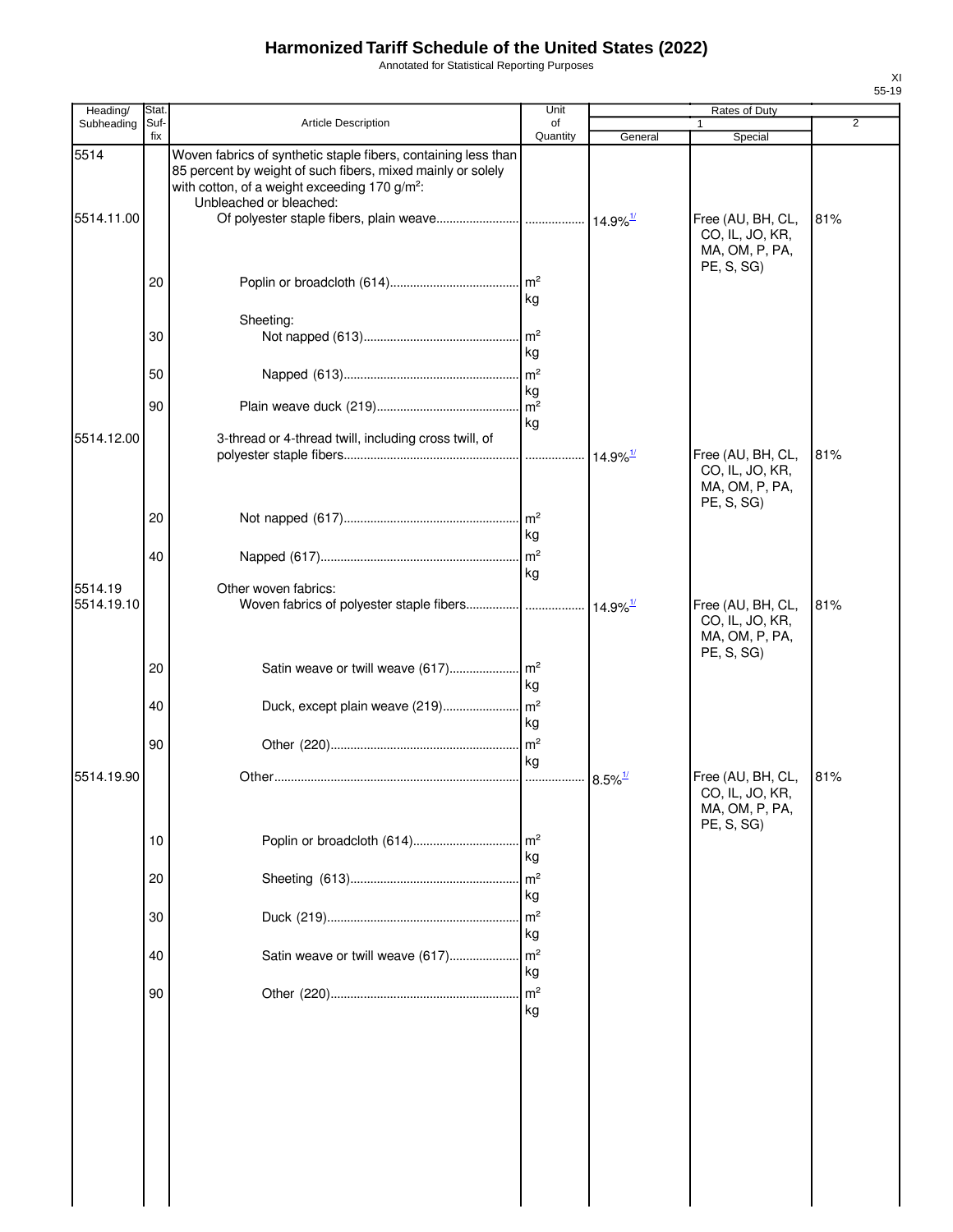# Harmonized Tariff Schedule of the United States (2022)

Annotated for Statistical Reporting Purposes

| Heading/ Subheading | Stat. Suf- fix | Article Description | Unit of Quantity | Rates of Duty 1 General | Special | 2 |
|---|---|---|---|---|---|---|
| 5514 | | Woven fabrics of synthetic staple fibers, containing less than 85 percent by weight of such fibers, mixed mainly or solely with cotton, of a weight exceeding 170 g/m²: | | | | |
| | | Unbleached or bleached: | | | | |
| 5514.11.00 | | Of polyester staple fibers, plain weave | | 14.9%[1/] | Free (AU, BH, CL, CO, IL, JO, KR, MA, OM, P, PA, PE, S, SG) | 81% |
| | 20 | Poplin or broadcloth (614) | m² kg | | | |
| | | Sheeting: | | | | |
| | 30 | Not napped (613) | m² kg | | | |
| | 50 | Napped (613) | m² kg | | | |
| | 90 | Plain weave duck (219) | m² kg | | | |
| 5514.12.00 | | 3-thread or 4-thread twill, including cross twill, of polyester staple fibers | | 14.9%[1/] | Free (AU, BH, CL, CO, IL, JO, KR, MA, OM, P, PA, PE, S, SG) | 81% |
| | 20 | Not napped (617) | m² kg | | | |
| | 40 | Napped (617) | m² kg | | | |
| 5514.19 | | Other woven fabrics: | | | | |
| 5514.19.10 | | Woven fabrics of polyester staple fibers | | 14.9%[1/] | Free (AU, BH, CL, CO, IL, JO, KR, MA, OM, P, PA, PE, S, SG) | 81% |
| | 20 | Satin weave or twill weave (617) | m² kg | | | |
| | 40 | Duck, except plain weave (219) | m² kg | | | |
| | 90 | Other (220) | m² kg | | | |
| 5514.19.90 | | Other | | 8.5%[1/] | Free (AU, BH, CL, CO, IL, JO, KR, MA, OM, P, PA, PE, S, SG) | 81% |
| | 10 | Poplin or broadcloth (614) | m² kg | | | |
| | 20 | Sheeting (613) | m² kg | | | |
| | 30 | Duck (219) | m² kg | | | |
| | 40 | Satin weave or twill weave (617) | m² kg | | | |
| | 90 | Other (220) | m² kg | | | |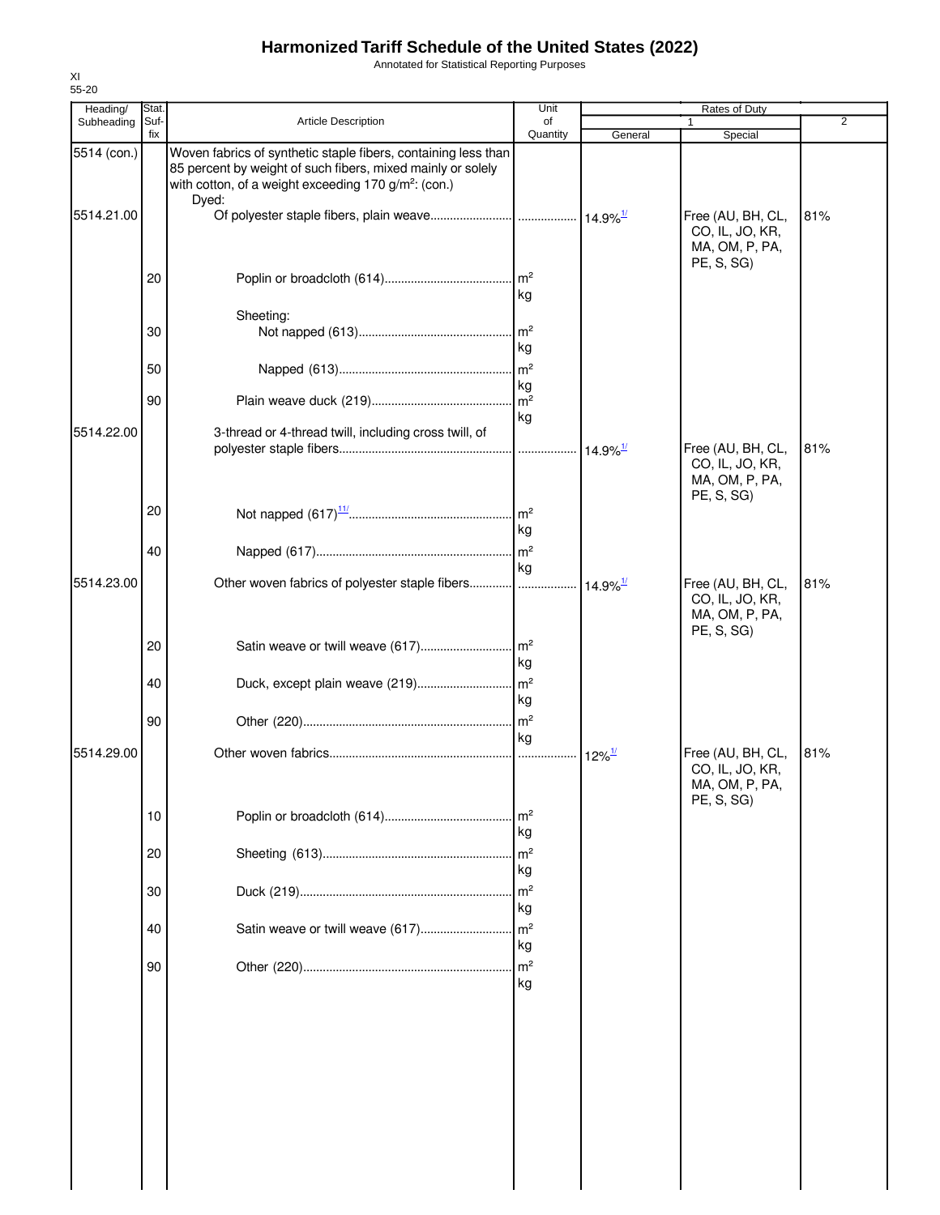# Harmonized Tariff Schedule of the United States (2022)

Annotated for Statistical Reporting Purposes

XI
55-20

| Heading/ Subheading | Stat. Suf- fix | Article Description | Unit of Quantity | Rates of Duty | | |
|---|---|---|---|---|---|---|
| | | | | 1 | | 2 |
| | | | | General | Special | |
| 5514 (con.) | | Woven fabrics of synthetic staple fibers, containing less than 85 percent by weight of such fibers, mixed mainly or solely with cotton, of a weight exceeding 170 g/m²: (con.) | | | | |
| | | Dyed: | | | | |
| 5514.21.00 | | Of polyester staple fibers, plain weave | | 14.9%[1/] | Free (AU, BH, CL, CO, IL, JO, KR, MA, OM, P, PA, PE, S, SG) | 81% |
| | 20 | Poplin or broadcloth (614) | m² kg | | | |
| | | Sheeting: | | | | |
| | 30 | Not napped (613) | m² kg | | | |
| | 50 | Napped (613) | m² kg | | | |
| | 90 | Plain weave duck (219) | m² kg | | | |
| 5514.22.00 | | 3-thread or 4-thread twill, including cross twill, of polyester staple fibers | | 14.9%[1/] | Free (AU, BH, CL, CO, IL, JO, KR, MA, OM, P, PA, PE, S, SG) | 81% |
| | 20 | Not napped (617)[11/] | m² kg | | | |
| | 40 | Napped (617) | m² kg | | | |
| 5514.23.00 | | Other woven fabrics of polyester staple fibers | | 14.9%[1/] | Free (AU, BH, CL, CO, IL, JO, KR, MA, OM, P, PA, PE, S, SG) | 81% |
| | 20 | Satin weave or twill weave (617) | m² kg | | | |
| | 40 | Duck, except plain weave (219) | m² kg | | | |
| | 90 | Other (220) | m² kg | | | |
| 5514.29.00 | | Other woven fabrics | | 12%[1/] | Free (AU, BH, CL, CO, IL, JO, KR, MA, OM, P, PA, PE, S, SG) | 81% |
| | 10 | Poplin or broadcloth (614) | m² kg | | | |
| | 20 | Sheeting (613) | m² kg | | | |
| | 30 | Duck (219) | m² kg | | | |
| | 40 | Satin weave or twill weave (617) | m² kg | | | |
| | 90 | Other (220) | m² kg | | | |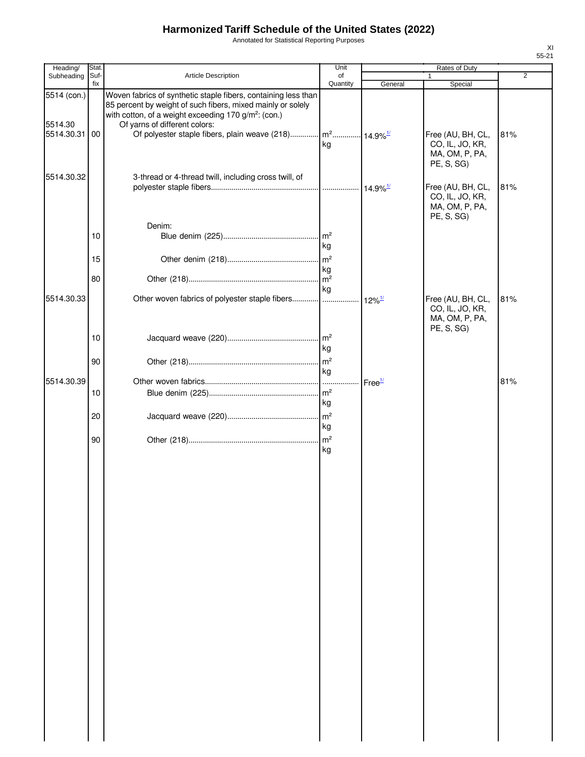# Harmonized Tariff Schedule of the United States (2022)

Annotated for Statistical Reporting Purposes

| Heading/ Subheading | Stat. Suf- fix | Article Description | Unit of Quantity | Rates of Duty 1 General | Rates of Duty 1 Special | Rates of Duty 2 |
|---|---|---|---|---|---|---|
| 5514 (con.) | | Woven fabrics of synthetic staple fibers, containing less than 85 percent by weight of such fibers, mixed mainly or solely with cotton, of a weight exceeding 170 g/m²: (con.) | | | | |
| 5514.30 | | Of yarns of different colors: | | | | |
| 5514.30.31 | 00 | Of polyester staple fibers, plain weave (218) | m² kg | 14.9%[1/] | Free (AU, BH, CL, CO, IL, JO, KR, MA, OM, P, PA, PE, S, SG) | 81% |
| 5514.30.32 | | 3-thread or 4-thread twill, including cross twill, of polyester staple fibers | | 14.9%[1/] | Free (AU, BH, CL, CO, IL, JO, KR, MA, OM, P, PA, PE, S, SG) | 81% |
| | | Denim: | | | | |
| | 10 | Blue denim (225) | m² kg | | | |
| | 15 | Other denim (218) | m² kg | | | |
| | 80 | Other (218) | m² kg | | | |
| 5514.30.33 | | Other woven fabrics of polyester staple fibers | | 12%[1/] | Free (AU, BH, CL, CO, IL, JO, KR, MA, OM, P, PA, PE, S, SG) | 81% |
| | 10 | Jacquard weave (220) | m² kg | | | |
| | 90 | Other (218) | m² kg | | | |
| 5514.30.39 | | Other woven fabrics | | Free[1/] | | 81% |
| | 10 | Blue denim (225) | m² kg | | | |
| | 20 | Jacquard weave (220) | m² kg | | | |
| | 90 | Other (218) | m² kg | | | |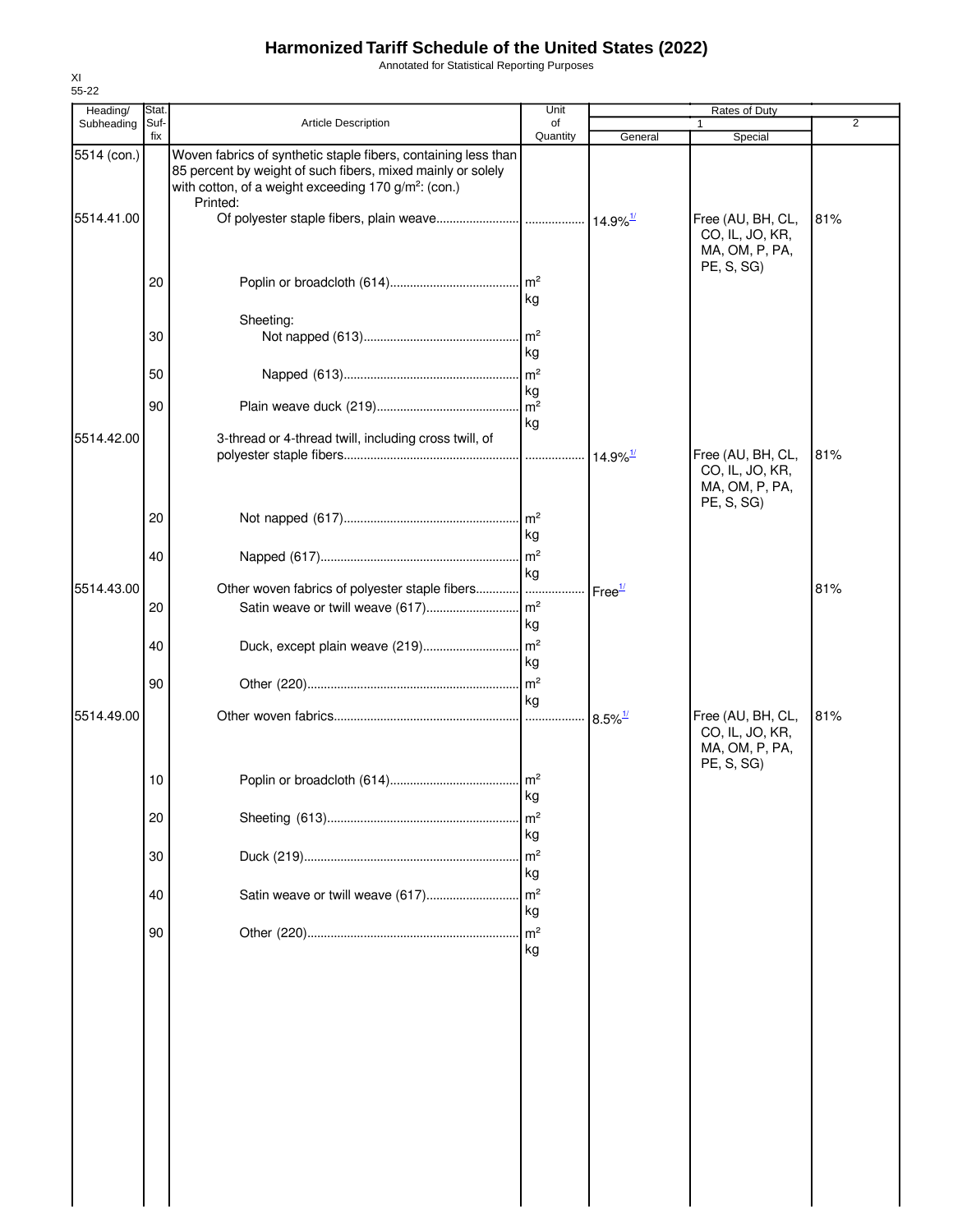# Harmonized Tariff Schedule of the United States (2022)

Annotated for Statistical Reporting Purposes

XI
55-22

| Heading/ Subheading | Stat. Suf- fix | Article Description | Unit of Quantity | Rates of Duty 1 General | Special | 2 |
|---|---|---|---|---|---|---|
| 5514 (con.) | | Woven fabrics of synthetic staple fibers, containing less than 85 percent by weight of such fibers, mixed mainly or solely with cotton, of a weight exceeding 170 g/m²: (con.) | | | | |
| | | Printed: | | | | |
| 5514.41.00 | | Of polyester staple fibers, plain weave | | 14.9%[1/] | Free (AU, BH, CL, CO, IL, JO, KR, MA, OM, P, PA, PE, S, SG) | 81% |
| | 20 | Poplin or broadcloth (614) | m² kg | | | |
| | | Sheeting: | | | | |
| | 30 | Not napped (613) | m² kg | | | |
| | 50 | Napped (613) | m² kg | | | |
| | 90 | Plain weave duck (219) | m² kg | | | |
| 5514.42.00 | | 3-thread or 4-thread twill, including cross twill, of polyester staple fibers | | 14.9%[1/] | Free (AU, BH, CL, CO, IL, JO, KR, MA, OM, P, PA, PE, S, SG) | 81% |
| | 20 | Not napped (617) | m² kg | | | |
| | 40 | Napped (617) | m² kg | | | |
| 5514.43.00 | | Other woven fabrics of polyester staple fibers | | Free[1/] | | 81% |
| | 20 | Satin weave or twill weave (617) | m² kg | | | |
| | 40 | Duck, except plain weave (219) | m² kg | | | |
| | 90 | Other (220) | m² kg | | | |
| 5514.49.00 | | Other woven fabrics | | 8.5%[1/] | Free (AU, BH, CL, CO, IL, JO, KR, MA, OM, P, PA, PE, S, SG) | 81% |
| | 10 | Poplin or broadcloth (614) | m² kg | | | |
| | 20 | Sheeting (613) | m² kg | | | |
| | 30 | Duck (219) | m² kg | | | |
| | 40 | Satin weave or twill weave (617) | m² kg | | | |
| | 90 | Other (220) | m² kg | | | |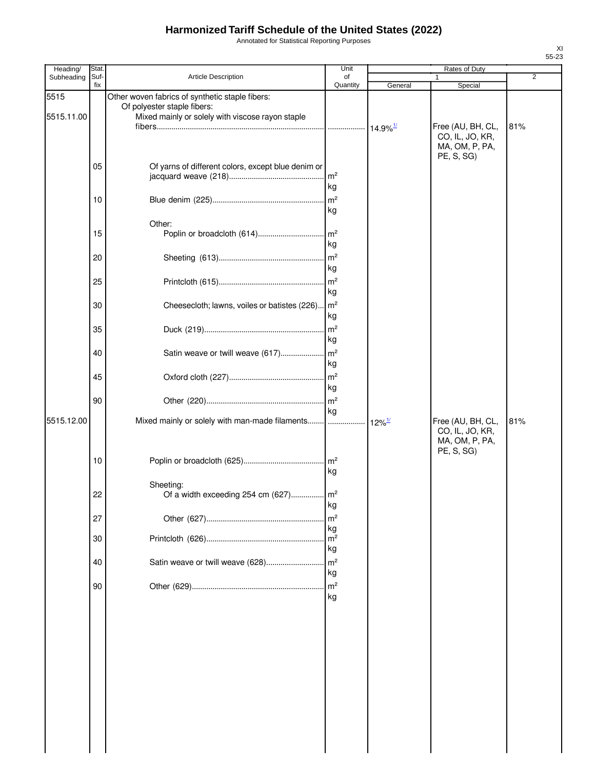# Harmonized Tariff Schedule of the United States (2022)

Annotated for Statistical Reporting Purposes

XI
55-23

| Heading/ Subheading | Stat. Suf-fix | Article Description | Unit of Quantity | Rates of Duty 1 General | Special | 2 |
|---|---|---|---|---|---|---|
| 5515 | | Other woven fabrics of synthetic staple fibers: | | | | |
| | | Of polyester staple fibers: | | | | |
| 5515.11.00 | | Mixed mainly or solely with viscose rayon staple fibers................................................................................ | ................. | 14.9%[1/] | Free (AU, BH, CL, CO, IL, JO, KR, MA, OM, P, PA, PE, S, SG) | 81% |
| | 05 | Of yarns of different colors, except blue denim or jacquard weave (218).............................................. | m²<br>kg | | | |
| | 10 | Blue denim (225)...................................................... | m²<br>kg | | | |
| | | Other: | | | | |
| | 15 | Poplin or broadcloth (614)................................ | m²<br>kg | | | |
| | 20 | Sheeting (613)................................................... | m²<br>kg | | | |
| | 25 | Printcloth (615)................................................... | m²<br>kg | | | |
| | 30 | Cheesecloth; lawns, voiles or batistes (226)... | m²<br>kg | | | |
| | 35 | Duck (219).......................................................... | m²<br>kg | | | |
| | 40 | Satin weave or twill weave (617)..................... | m²<br>kg | | | |
| | 45 | Oxford cloth (227).............................................. | m²<br>kg | | | |
| | 90 | Other (220)......................................................... | m²<br>kg | | | |
| 5515.12.00 | | Mixed mainly or solely with man-made filaments........ | ................. | 12%[1/] | Free (AU, BH, CL, CO, IL, JO, KR, MA, OM, P, PA, PE, S, SG) | 81% |
| | 10 | Poplin or broadcloth (625)....................................... | m²<br>kg | | | |
| | | Sheeting: | | | | |
| | 22 | Of a width exceeding 254 cm (627)................ | m²<br>kg | | | |
| | 27 | Other (627)......................................................... | m²<br>kg | | | |
| | 30 | Printcloth (626)......................................................... | m²<br>kg | | | |
| | 40 | Satin weave or twill weave (628)............................ | m²<br>kg | | | |
| | 90 | Other (629)................................................................ | m²<br>kg | | | |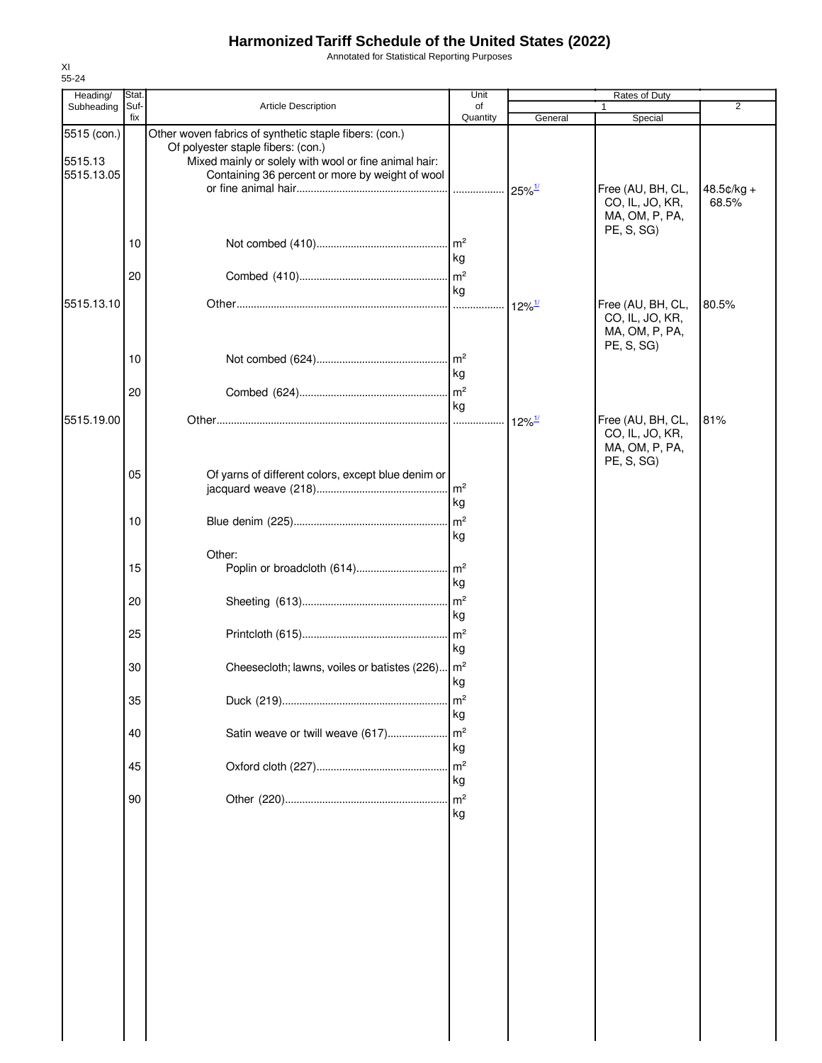# Harmonized Tariff Schedule of the United States (2022)

Annotated for Statistical Reporting Purposes

XI
55-24

| Heading/ Subheading | Stat. Suf- fix | Article Description | Unit of Quantity | Rates of Duty 1 General | Special | 2 |
|---|---|---|---|---|---|---|
| 5515 (con.) | | Other woven fabrics of synthetic staple fibers: (con.) | | | | |
| | | Of polyester staple fibers: (con.) | | | | |
| 5515.13 | | Mixed mainly or solely with wool or fine animal hair: | | | | |
| 5515.13.05 | | Containing 36 percent or more by weight of wool or fine animal hair | | 25%[1/] | Free (AU, BH, CL, CO, IL, JO, KR, MA, OM, P, PA, PE, S, SG) | 48.5¢/kg + 68.5% |
| | 10 | Not combed (410) | m²<br>kg | | | |
| | 20 | Combed (410) | m²<br>kg | | | |
| 5515.13.10 | | Other | | 12%[1/] | Free (AU, BH, CL, CO, IL, JO, KR, MA, OM, P, PA, PE, S, SG) | 80.5% |
| | 10 | Not combed (624) | m²<br>kg | | | |
| | 20 | Combed (624) | m²<br>kg | | | |
| 5515.19.00 | | Other | | 12%[1/] | Free (AU, BH, CL, CO, IL, JO, KR, MA, OM, P, PA, PE, S, SG) | 81% |
| | 05 | Of yarns of different colors, except blue denim or jacquard weave (218) | m²<br>kg | | | |
| | 10 | Blue denim (225) | m²<br>kg | | | |
| | | Other: | | | | |
| | 15 | Poplin or broadcloth (614) | m²<br>kg | | | |
| | 20 | Sheeting (613) | m²<br>kg | | | |
| | 25 | Printcloth (615) | m²<br>kg | | | |
| | 30 | Cheesecloth; lawns, voiles or batistes (226) | m²<br>kg | | | |
| | 35 | Duck (219) | m²<br>kg | | | |
| | 40 | Satin weave or twill weave (617) | m²<br>kg | | | |
| | 45 | Oxford cloth (227) | m²<br>kg | | | |
| | 90 | Other (220) | m²<br>kg | | | |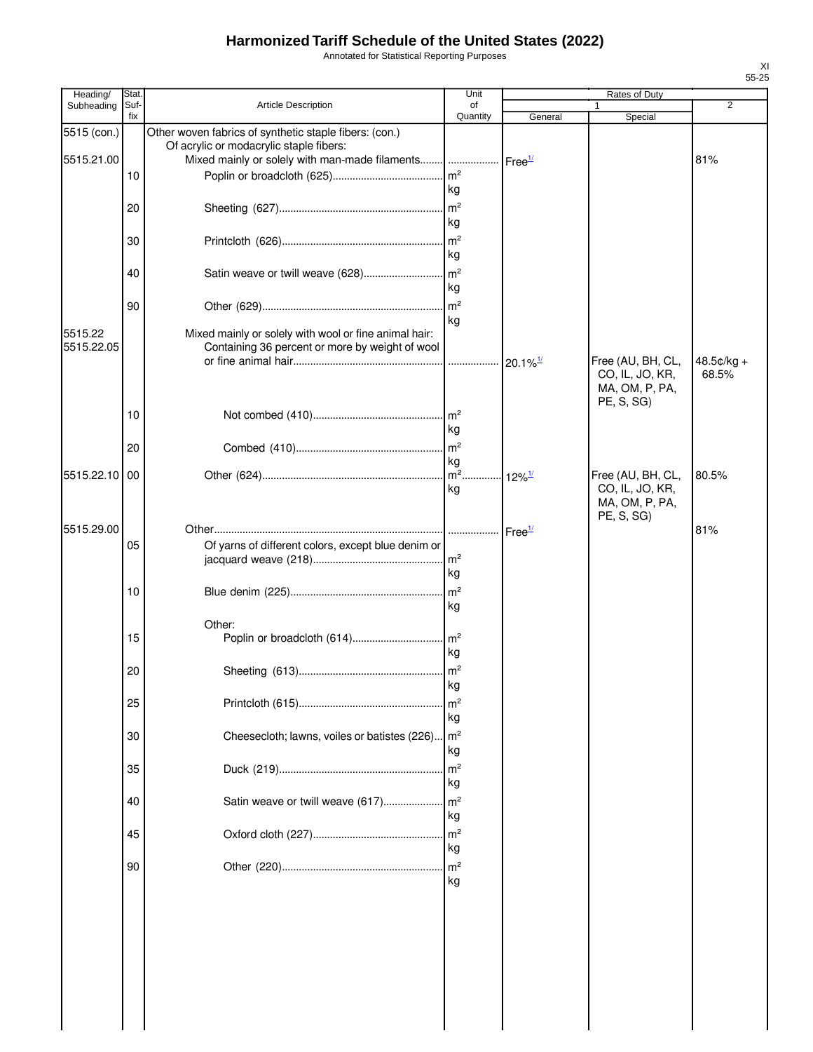# Harmonized Tariff Schedule of the United States (2022)

Annotated for Statistical Reporting Purposes

XI
55-25

| Heading/ Subheading | Stat. Suf- fix | Article Description | Unit of Quantity | Rates of Duty 1 General | Rates of Duty 1 Special | Rates of Duty 2 |
|---|---|---|---|---|---|---|
| 5515 (con.) | | Other woven fabrics of synthetic staple fibers: (con.) | | | | |
| | | Of acrylic or modacrylic staple fibers: | | | | |
| 5515.21.00 | | Mixed mainly or solely with man-made filaments | | Free[1/] | | 81% |
| | 10 | Poplin or broadcloth (625) | m² kg | | | |
| | 20 | Sheeting (627) | m² kg | | | |
| | 30 | Printcloth (626) | m² kg | | | |
| | 40 | Satin weave or twill weave (628) | m² kg | | | |
| | 90 | Other (629) | m² kg | | | |
| 5515.22 | | Mixed mainly or solely with wool or fine animal hair: | | | | |
| 5515.22.05 | | Containing 36 percent or more by weight of wool or fine animal hair | | 20.1%[1/] | Free (AU, BH, CL, CO, IL, JO, KR, MA, OM, P, PA, PE, S, SG) | 48.5¢/kg + 68.5% |
| | 10 | Not combed (410) | m² kg | | | |
| | 20 | Combed (410) | m² kg | | | |
| 5515.22.10 | 00 | Other (624) | m² kg | 12%[1/] | Free (AU, BH, CL, CO, IL, JO, KR, MA, OM, P, PA, PE, S, SG) | 80.5% |
| 5515.29.00 | | Other | | Free[1/] | | 81% |
| | 05 | Of yarns of different colors, except blue denim or jacquard weave (218) | m² kg | | | |
| | 10 | Blue denim (225) | m² kg | | | |
| | | Other: | | | | |
| | 15 | Poplin or broadcloth (614) | m² kg | | | |
| | 20 | Sheeting (613) | m² kg | | | |
| | 25 | Printcloth (615) | m² kg | | | |
| | 30 | Cheesecloth; lawns, voiles or batistes (226) | m² kg | | | |
| | 35 | Duck (219) | m² kg | | | |
| | 40 | Satin weave or twill weave (617) | m² kg | | | |
| | 45 | Oxford cloth (227) | m² kg | | | |
| | 90 | Other (220) | m² kg | | | |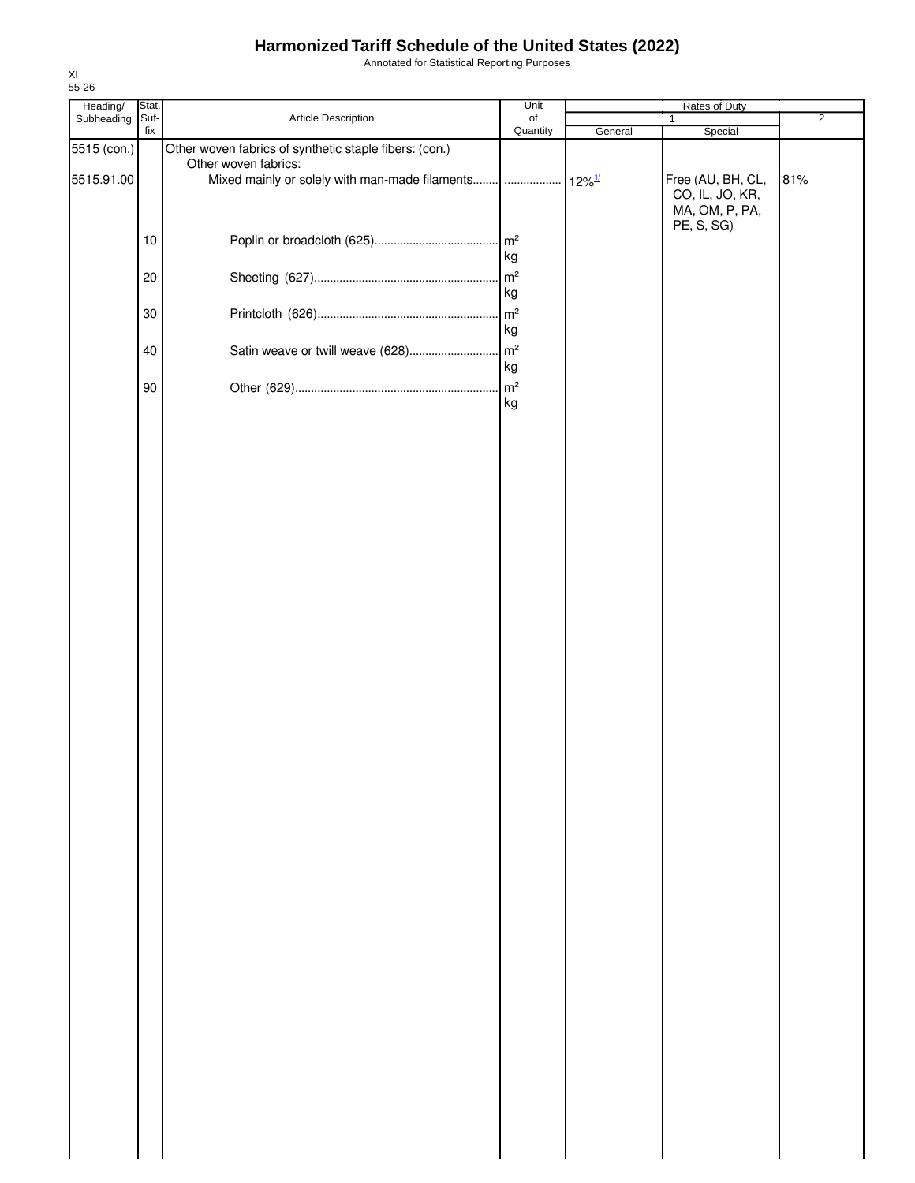# Harmonized Tariff Schedule of the United States (2022)

Annotated for Statistical Reporting Purposes

XI
55-26

| Heading/ Subheading | Stat. Suf- fix | Article Description | Unit of Quantity | Rates of Duty 1 General | Rates of Duty 1 Special | Rates of Duty 2 |
|---|---|---|---|---|---|---|
| 5515 (con.) | | Other woven fabrics of synthetic staple fibers: (con.) | | | | |
| | | Other woven fabrics: | | | | |
| 5515.91.00 | | Mixed mainly or solely with man-made filaments | | 12%[1/] | Free (AU, BH, CL, CO, IL, JO, KR, MA, OM, P, PA, PE, S, SG) | 81% |
| | 10 | Poplin or broadcloth (625) | m² kg | | | |
| | 20 | Sheeting (627) | m² kg | | | |
| | 30 | Printcloth (626) | m² kg | | | |
| | 40 | Satin weave or twill weave (628) | m² kg | | | |
| | 90 | Other (629) | m² kg | | | |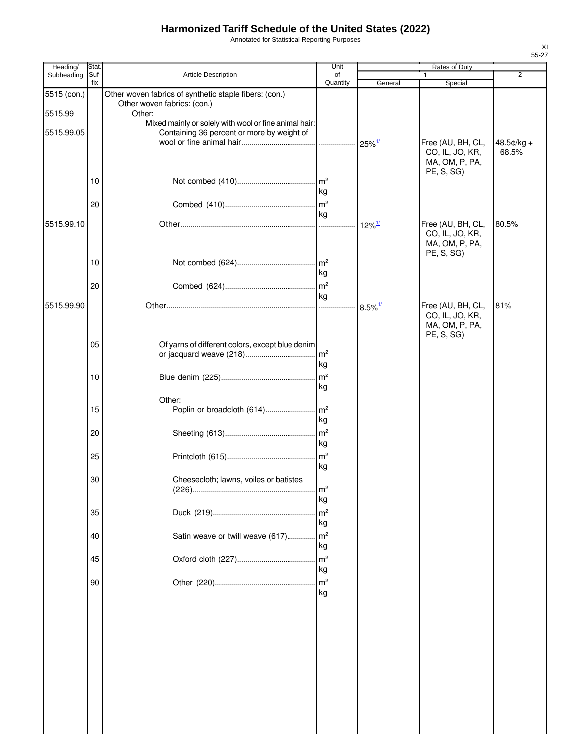# Harmonized Tariff Schedule of the United States (2022)

Annotated for Statistical Reporting Purposes

XI
55-27

| Heading/ Subheading | Stat. Suf- fix | Article Description | Unit of Quantity | Rates of Duty 1 General | Special | 2 |
|---|---|---|---|---|---|---|
| 5515 (con.) | | Other woven fabrics of synthetic staple fibers: (con.) Other woven fabrics: (con.) | | | | |
| 5515.99 | | Other: | | | | |
| | | Mixed mainly or solely with wool or fine animal hair: | | | | |
| 5515.99.05 | | Containing 36 percent or more by weight of wool or fine animal hair | | 25%[1/] | Free (AU, BH, CL, CO, IL, JO, KR, MA, OM, P, PA, PE, S, SG) | 48.5¢/kg + 68.5% |
| | 10 | Not combed (410) | m² kg | | | |
| | 20 | Combed (410) | m² kg | | | |
| 5515.99.10 | | Other | | 12%[1/] | Free (AU, BH, CL, CO, IL, JO, KR, MA, OM, P, PA, PE, S, SG) | 80.5% |
| | 10 | Not combed (624) | m² kg | | | |
| | 20 | Combed (624) | m² kg | | | |
| 5515.99.90 | | Other | | 8.5%[1/] | Free (AU, BH, CL, CO, IL, JO, KR, MA, OM, P, PA, PE, S, SG) | 81% |
| | 05 | Of yarns of different colors, except blue denim or jacquard weave (218) | m² kg | | | |
| | 10 | Blue denim (225) | m² kg | | | |
| | | Other: | | | | |
| | 15 | Poplin or broadcloth (614) | m² kg | | | |
| | 20 | Sheeting (613) | m² kg | | | |
| | 25 | Printcloth (615) | m² kg | | | |
| | 30 | Cheesecloth; lawns, voiles or batistes (226) | m² kg | | | |
| | 35 | Duck (219) | m² kg | | | |
| | 40 | Satin weave or twill weave (617) | m² kg | | | |
| | 45 | Oxford cloth (227) | m² kg | | | |
| | 90 | Other (220) | m² kg | | | |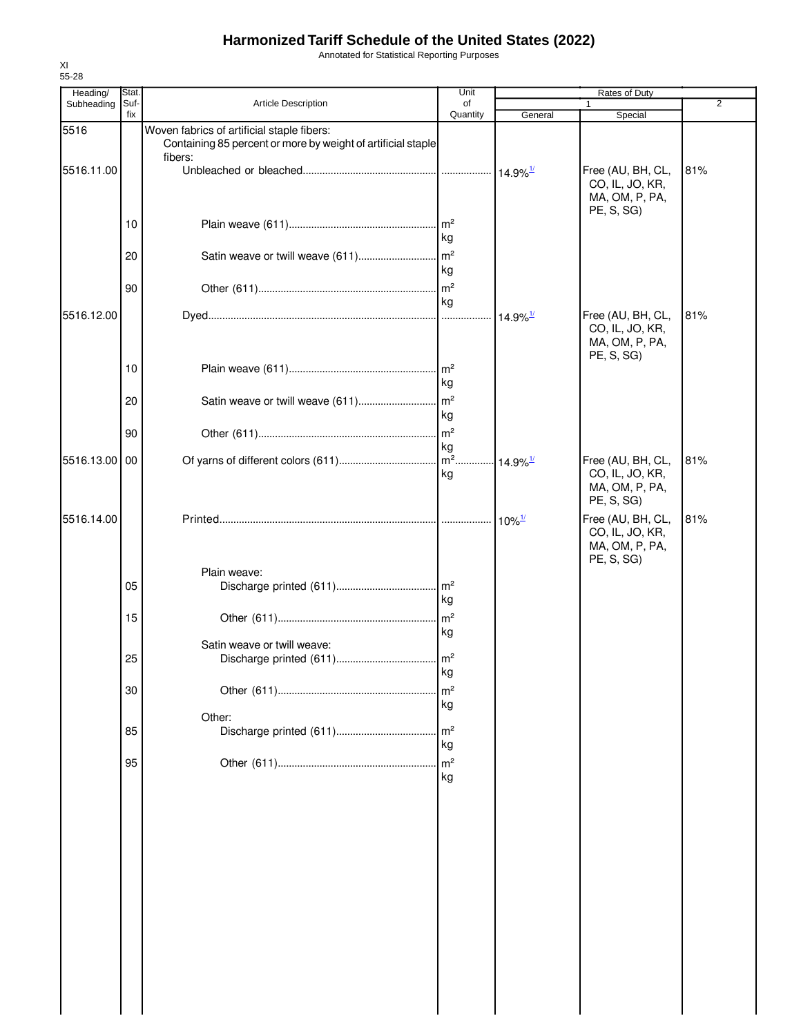# Harmonized Tariff Schedule of the United States (2022)

Annotated for Statistical Reporting Purposes

XI
55-28

| Heading/ Subheading | Stat. Suf- fix | Article Description | Unit of Quantity | Rates of Duty 1 General | Rates of Duty 1 Special | Rates of Duty 2 |
|---|---|---|---|---|---|---|
| 5516 | | Woven fabrics of artificial staple fibers: | | | | |
| | | Containing 85 percent or more by weight of artificial staple fibers: | | | | |
| 5516.11.00 | | Unbleached or bleached | | 14.9%[1/] | Free (AU, BH, CL, CO, IL, JO, KR, MA, OM, P, PA, PE, S, SG) | 81% |
| | 10 | Plain weave (611) | m² kg | | | |
| | 20 | Satin weave or twill weave (611) | m² kg | | | |
| | 90 | Other (611) | m² kg | | | |
| 5516.12.00 | | Dyed | | 14.9%[1/] | Free (AU, BH, CL, CO, IL, JO, KR, MA, OM, P, PA, PE, S, SG) | 81% |
| | 10 | Plain weave (611) | m² kg | | | |
| | 20 | Satin weave or twill weave (611) | m² kg | | | |
| | 90 | Other (611) | m² kg | | | |
| 5516.13.00 | 00 | Of yarns of different colors (611) | m² kg | 14.9%[1/] | Free (AU, BH, CL, CO, IL, JO, KR, MA, OM, P, PA, PE, S, SG) | 81% |
| 5516.14.00 | | Printed | | 10%[1/] | Free (AU, BH, CL, CO, IL, JO, KR, MA, OM, P, PA, PE, S, SG) | 81% |
| | | Plain weave: | | | | |
| | 05 | Discharge printed (611) | m² kg | | | |
| | 15 | Other (611) | m² kg | | | |
| | | Satin weave or twill weave: | | | | |
| | 25 | Discharge printed (611) | m² kg | | | |
| | 30 | Other (611) | m² kg | | | |
| | | Other: | | | | |
| | 85 | Discharge printed (611) | m² kg | | | |
| | 95 | Other (611) | m² kg | | | |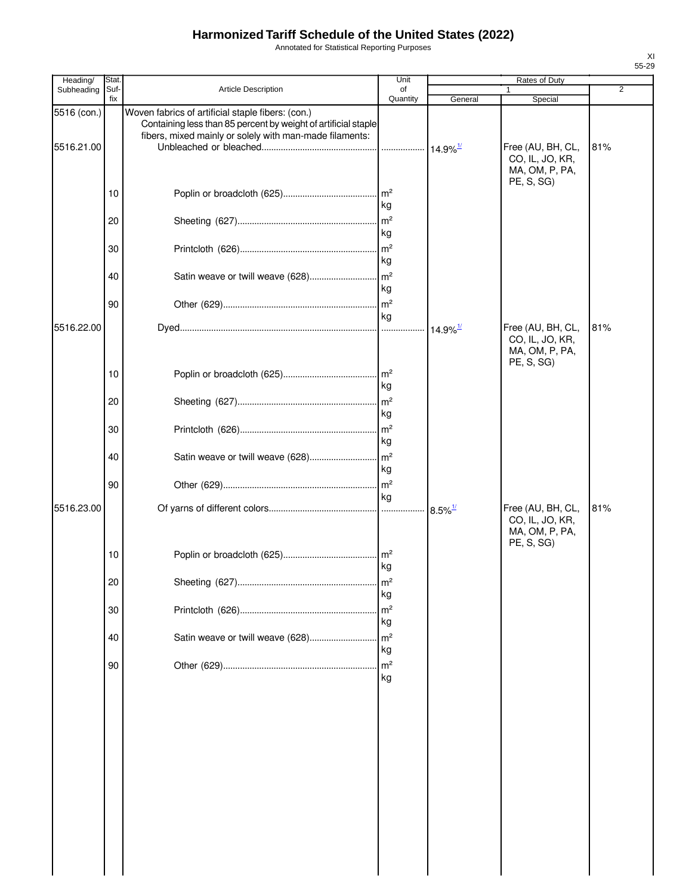# Harmonized Tariff Schedule of the United States (2022)

Annotated for Statistical Reporting Purposes

XI
55-29

| Heading/ Subheading | Stat. Suf- fix | Article Description | Unit of Quantity | Rates of Duty 1 General | Rates of Duty 1 Special | Rates of Duty 2 |
|---|---|---|---|---|---|---|
| 5516 (con.) | | Woven fabrics of artificial staple fibers: (con.) | | | | |
| | | Containing less than 85 percent by weight of artificial staple fibers, mixed mainly or solely with man-made filaments: | | | | |
| 5516.21.00 | | Unbleached or bleached | | 14.9%[1/] | Free (AU, BH, CL, CO, IL, JO, KR, MA, OM, P, PA, PE, S, SG) | 81% |
| | 10 | Poplin or broadcloth (625) | m² kg | | | |
| | 20 | Sheeting (627) | m² kg | | | |
| | 30 | Printcloth (626) | m² kg | | | |
| | 40 | Satin weave or twill weave (628) | m² kg | | | |
| | 90 | Other (629) | m² kg | | | |
| 5516.22.00 | | Dyed | | 14.9%[1/] | Free (AU, BH, CL, CO, IL, JO, KR, MA, OM, P, PA, PE, S, SG) | 81% |
| | 10 | Poplin or broadcloth (625) | m² kg | | | |
| | 20 | Sheeting (627) | m² kg | | | |
| | 30 | Printcloth (626) | m² kg | | | |
| | 40 | Satin weave or twill weave (628) | m² kg | | | |
| | 90 | Other (629) | m² kg | | | |
| 5516.23.00 | | Of yarns of different colors | | 8.5%[1/] | Free (AU, BH, CL, CO, IL, JO, KR, MA, OM, P, PA, PE, S, SG) | 81% |
| | 10 | Poplin or broadcloth (625) | m² kg | | | |
| | 20 | Sheeting (627) | m² kg | | | |
| | 30 | Printcloth (626) | m² kg | | | |
| | 40 | Satin weave or twill weave (628) | m² kg | | | |
| | 90 | Other (629) | m² kg | | | |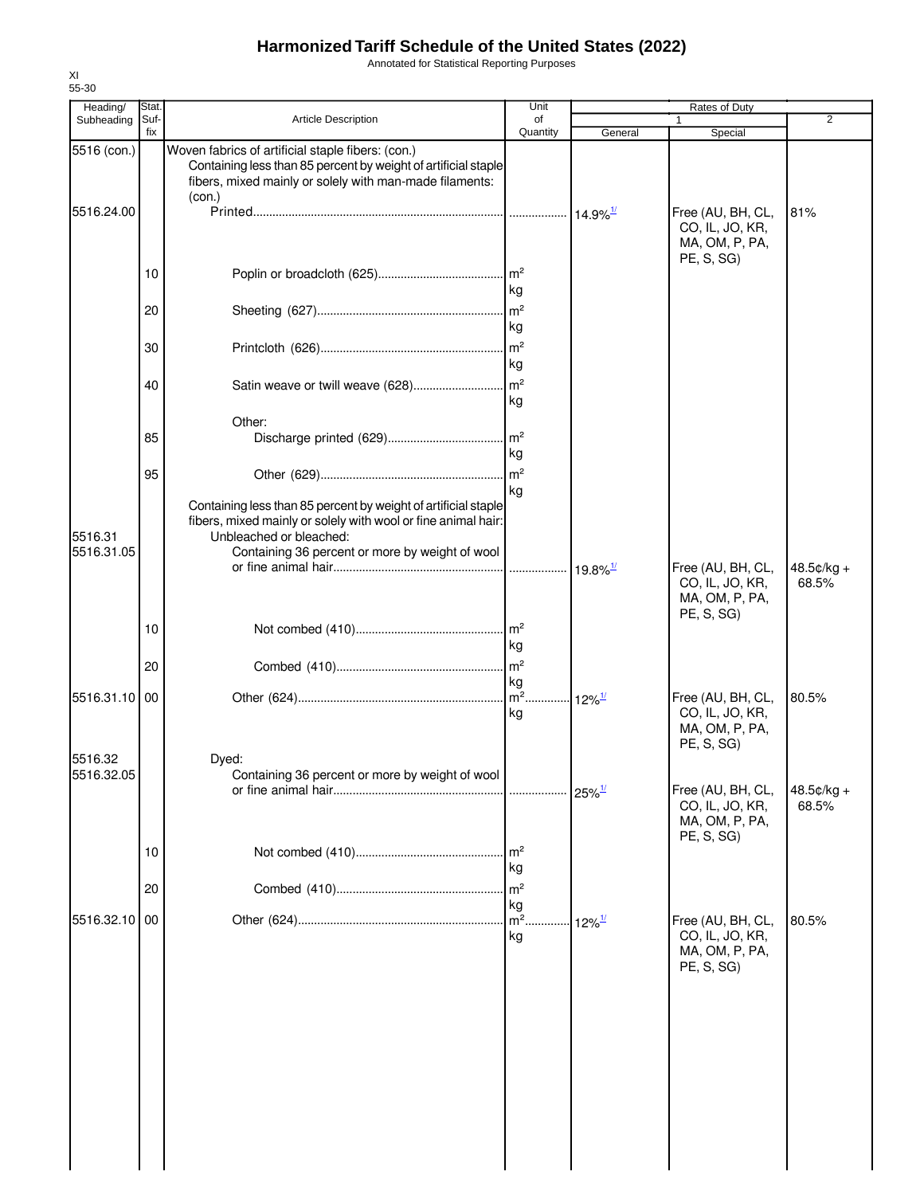# Harmonized Tariff Schedule of the United States (2022)

Annotated for Statistical Reporting Purposes

XI
55-30

| Heading/ Subheading | Stat. Suf- fix | Article Description | Unit of Quantity | Rates of Duty 1 General | Special | 2 |
|---|---|---|---|---|---|---|
| 5516 (con.) | | Woven fabrics of artificial staple fibers: (con.) | | | | |
| | | Containing less than 85 percent by weight of artificial staple fibers, mixed mainly or solely with man-made filaments: (con.) | | | | |
| 5516.24.00 | | Printed | | 14.9%[1/] | Free (AU, BH, CL, CO, IL, JO, KR, MA, OM, P, PA, PE, S, SG) | 81% |
| | 10 | Poplin or broadcloth (625) | m² kg | | | |
| | 20 | Sheeting (627) | m² kg | | | |
| | 30 | Printcloth (626) | m² kg | | | |
| | 40 | Satin weave or twill weave (628) | m² kg | | | |
| | | Other: | | | | |
| | 85 | Discharge printed (629) | m² kg | | | |
| | 95 | Other (629) | m² kg | | | |
| | | Containing less than 85 percent by weight of artificial staple fibers, mixed mainly or solely with wool or fine animal hair: | | | | |
| 5516.31 | | Unbleached or bleached: | | | | |
| 5516.31.05 | | Containing 36 percent or more by weight of wool or fine animal hair | | 19.8%[1/] | Free (AU, BH, CL, CO, IL, JO, KR, MA, OM, P, PA, PE, S, SG) | 48.5¢/kg + 68.5% |
| | 10 | Not combed (410) | m² kg | | | |
| | 20 | Combed (410) | m² kg | | | |
| 5516.31.10 | 00 | Other (624) | m² kg | 12%[1/] | Free (AU, BH, CL, CO, IL, JO, KR, MA, OM, P, PA, PE, S, SG) | 80.5% |
| 5516.32 | | Dyed: | | | | |
| 5516.32.05 | | Containing 36 percent or more by weight of wool or fine animal hair | | 25%[1/] | Free (AU, BH, CL, CO, IL, JO, KR, MA, OM, P, PA, PE, S, SG) | 48.5¢/kg + 68.5% |
| | 10 | Not combed (410) | m² kg | | | |
| | 20 | Combed (410) | m² kg | | | |
| 5516.32.10 | 00 | Other (624) | m² kg | 12%[1/] | Free (AU, BH, CL, CO, IL, JO, KR, MA, OM, P, PA, PE, S, SG) | 80.5% |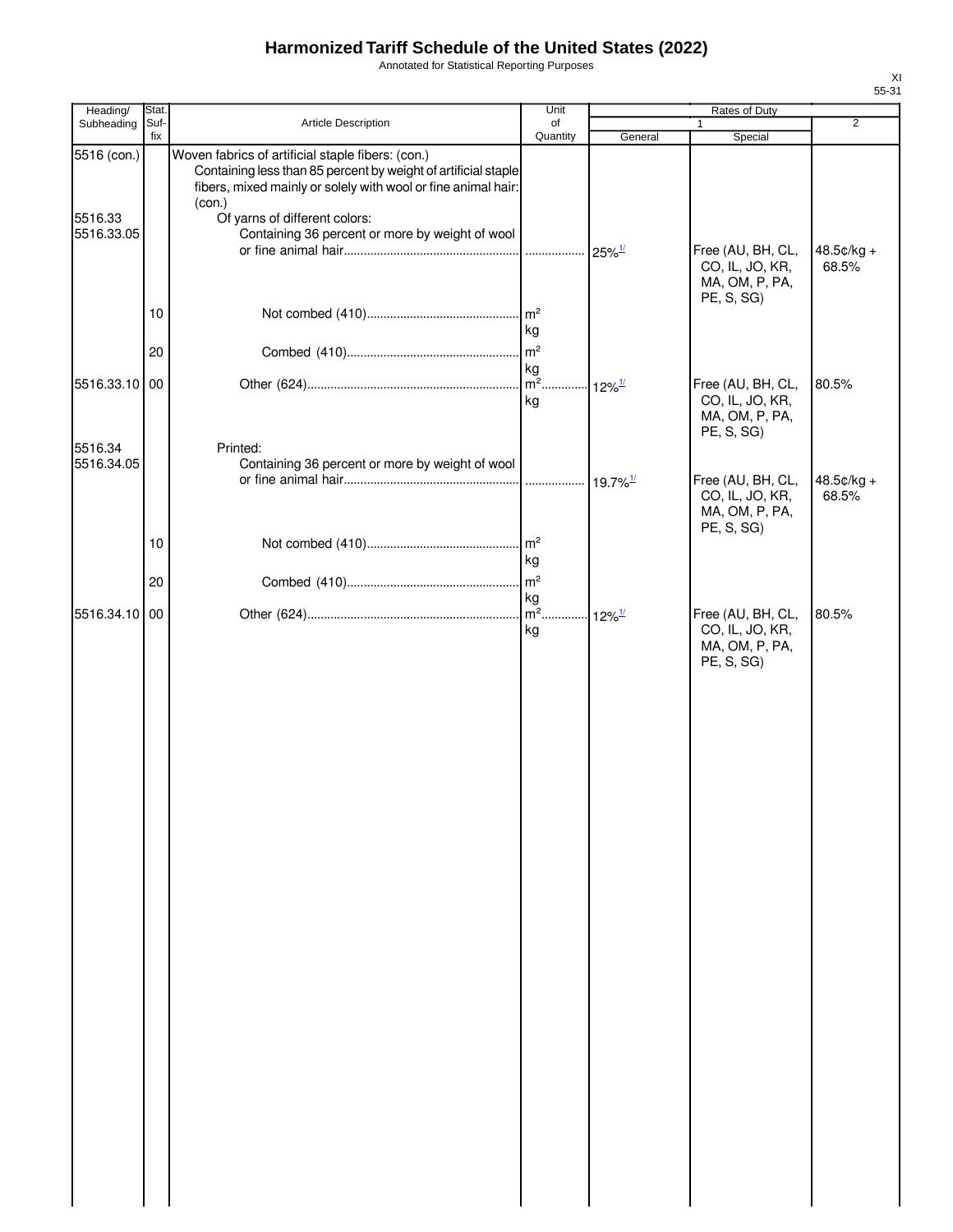# Harmonized Tariff Schedule of the United States (2022)

Annotated for Statistical Reporting Purposes

XI
55-31

| Heading/ Subheading | Stat. Suf- fix | Article Description | Unit of Quantity | Rates of Duty 1 General | Special | 2 |
|---|---|---|---|---|---|---|
| 5516 (con.) | | Woven fabrics of artificial staple fibers: (con.) | | | | |
| | | Containing less than 85 percent by weight of artificial staple fibers, mixed mainly or solely with wool or fine animal hair: (con.) | | | | |
| 5516.33 | | Of yarns of different colors: | | | | |
| 5516.33.05 | | Containing 36 percent or more by weight of wool or fine animal hair | | 25%[1/] | Free (AU, BH, CL, CO, IL, JO, KR, MA, OM, P, PA, PE, S, SG) | 48.5¢/kg + 68.5% |
| | 10 | Not combed (410) | $m^2$ kg | | | |
| | 20 | Combed (410) | $m^2$ kg | | | |
| 5516.33.10 | 00 | Other (624) | $m^2$ kg | 12%[1/] | Free (AU, BH, CL, CO, IL, JO, KR, MA, OM, P, PA, PE, S, SG) | 80.5% |
| 5516.34 | | Printed: | | | | |
| 5516.34.05 | | Containing 36 percent or more by weight of wool or fine animal hair | | 19.7%[1/] | Free (AU, BH, CL, CO, IL, JO, KR, MA, OM, P, PA, PE, S, SG) | 48.5¢/kg + 68.5% |
| | 10 | Not combed (410) | $m^2$ kg | | | |
| | 20 | Combed (410) | $m^2$ kg | | | |
| 5516.34.10 | 00 | Other (624) | $m^2$ kg | 12%[1/] | Free (AU, BH, CL, CO, IL, JO, KR, MA, OM, P, PA, PE, S, SG) | 80.5% |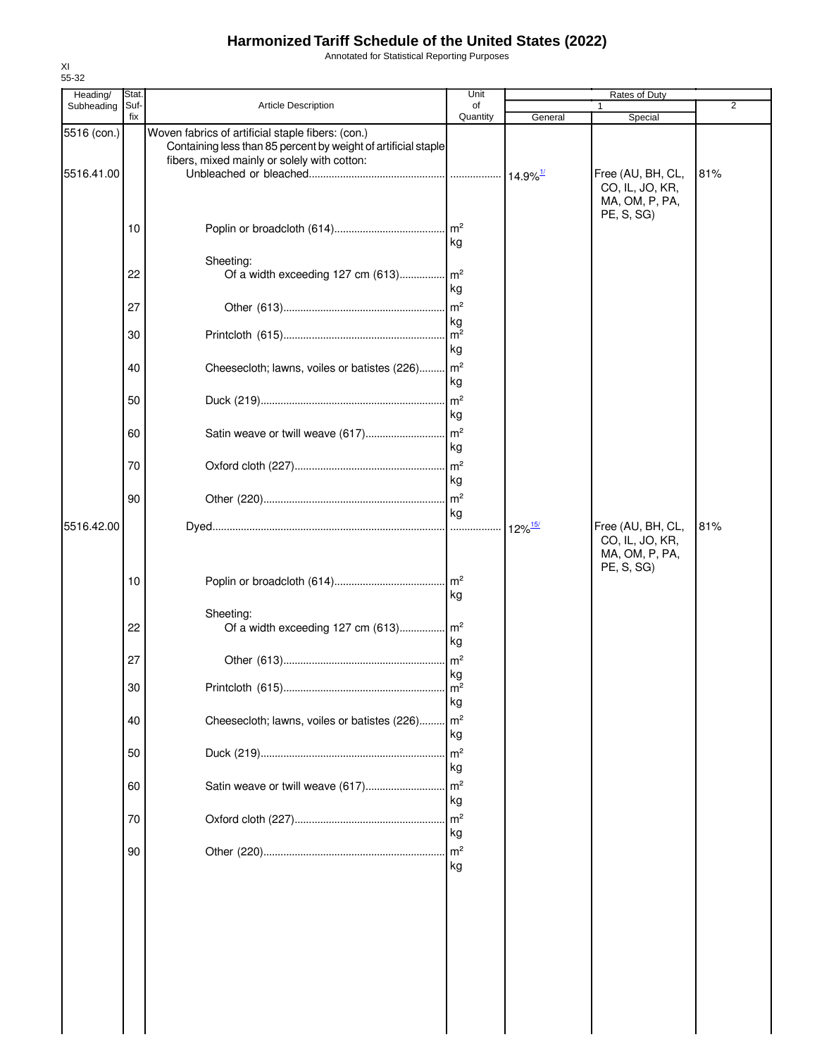# Harmonized Tariff Schedule of the United States (2022)

Annotated for Statistical Reporting Purposes

XI
55-32

| Heading/ Subheading | Stat. Suf- fix | Article Description | Unit of Quantity | Rates of Duty 1 General | Special | 2 |
|---|---|---|---|---|---|---|
| 5516 (con.) | | Woven fabrics of artificial staple fibers: (con.) | | | | |
| | | Containing less than 85 percent by weight of artificial staple fibers, mixed mainly or solely with cotton: | | | | |
| 5516.41.00 | | Unbleached or bleached | | 14.9%[1/] | Free (AU, BH, CL, CO, IL, JO, KR, MA, OM, P, PA, PE, S, SG) | 81% |
| | 10 | Poplin or broadcloth (614) | m² kg | | | |
| | | Sheeting: | | | | |
| | 22 | Of a width exceeding 127 cm (613) | m² kg | | | |
| | 27 | Other (613) | m² kg | | | |
| | 30 | Printcloth (615) | m² kg | | | |
| | 40 | Cheesecloth; lawns, voiles or batistes (226) | m² kg | | | |
| | 50 | Duck (219) | m² kg | | | |
| | 60 | Satin weave or twill weave (617) | m² kg | | | |
| | 70 | Oxford cloth (227) | m² kg | | | |
| | 90 | Other (220) | m² kg | | | |
| 5516.42.00 | | Dyed | | 12%[15/] | Free (AU, BH, CL, CO, IL, JO, KR, MA, OM, P, PA, PE, S, SG) | 81% |
| | 10 | Poplin or broadcloth (614) | m² kg | | | |
| | | Sheeting: | | | | |
| | 22 | Of a width exceeding 127 cm (613) | m² kg | | | |
| | 27 | Other (613) | m² kg | | | |
| | 30 | Printcloth (615) | m² kg | | | |
| | 40 | Cheesecloth; lawns, voiles or batistes (226) | m² kg | | | |
| | 50 | Duck (219) | m² kg | | | |
| | 60 | Satin weave or twill weave (617) | m² kg | | | |
| | 70 | Oxford cloth (227) | m² kg | | | |
| | 90 | Other (220) | m² kg | | | |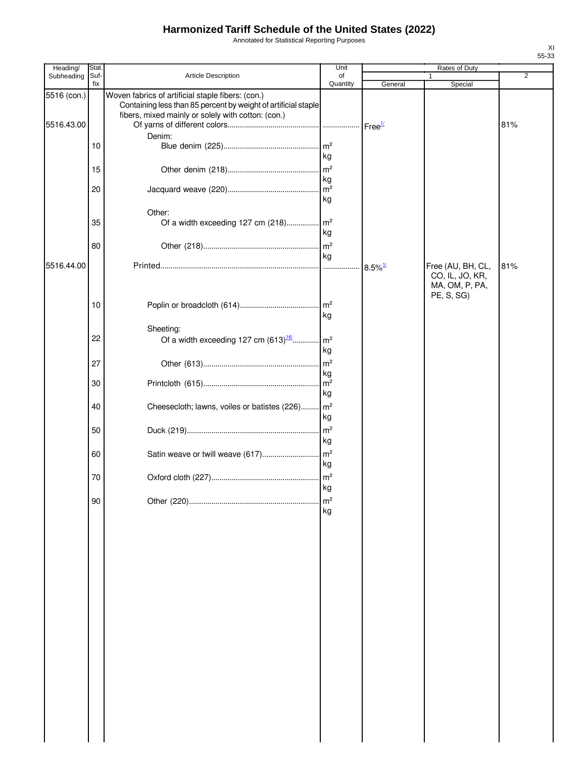# Harmonized Tariff Schedule of the United States (2022)

Annotated for Statistical Reporting Purposes

XI
55-33

| Heading/ Subheading | Stat. Suffix | Article Description | Unit of Quantity | Rates of Duty 1 General | Rates of Duty 1 Special | Rates of Duty 2 |
|---|---|---|---|---|---|---|
| 5516 (con.) | | Woven fabrics of artificial staple fibers: (con.) | | | | |
| | | Containing less than 85 percent by weight of artificial staple fibers, mixed mainly or solely with cotton: (con.) | | | | |
| 5516.43.00 | | Of yarns of different colors | | Free[1/] | | 81% |
| | | Denim: | | | | |
| | 10 | Blue denim (225) | $m^2$ kg | | | |
| | 15 | Other denim (218) | $m^2$ kg | | | |
| | 20 | Jacquard weave (220) | $m^2$ kg | | | |
| | | Other: | | | | |
| | 35 | Of a width exceeding 127 cm (218) | $m^2$ kg | | | |
| | 80 | Other (218) | $m^2$ kg | | | |
| 5516.44.00 | | Printed | | 8.5%[1/] | Free (AU, BH, CL, CO, IL, JO, KR, MA, OM, P, PA, PE, S, SG) | 81% |
| | 10 | Poplin or broadcloth (614) | $m^2$ kg | | | |
| | | Sheeting: | | | | |
| | 22 | Of a width exceeding 127 cm (613)[16/] | $m^2$ kg | | | |
| | 27 | Other (613) | $m^2$ kg | | | |
| | 30 | Printcloth (615) | $m^2$ kg | | | |
| | 40 | Cheesecloth; lawns, voiles or batistes (226) | $m^2$ kg | | | |
| | 50 | Duck (219) | $m^2$ kg | | | |
| | 60 | Satin weave or twill weave (617) | $m^2$ kg | | | |
| | 70 | Oxford cloth (227) | $m^2$ kg | | | |
| | 90 | Other (220) | $m^2$ kg | | | |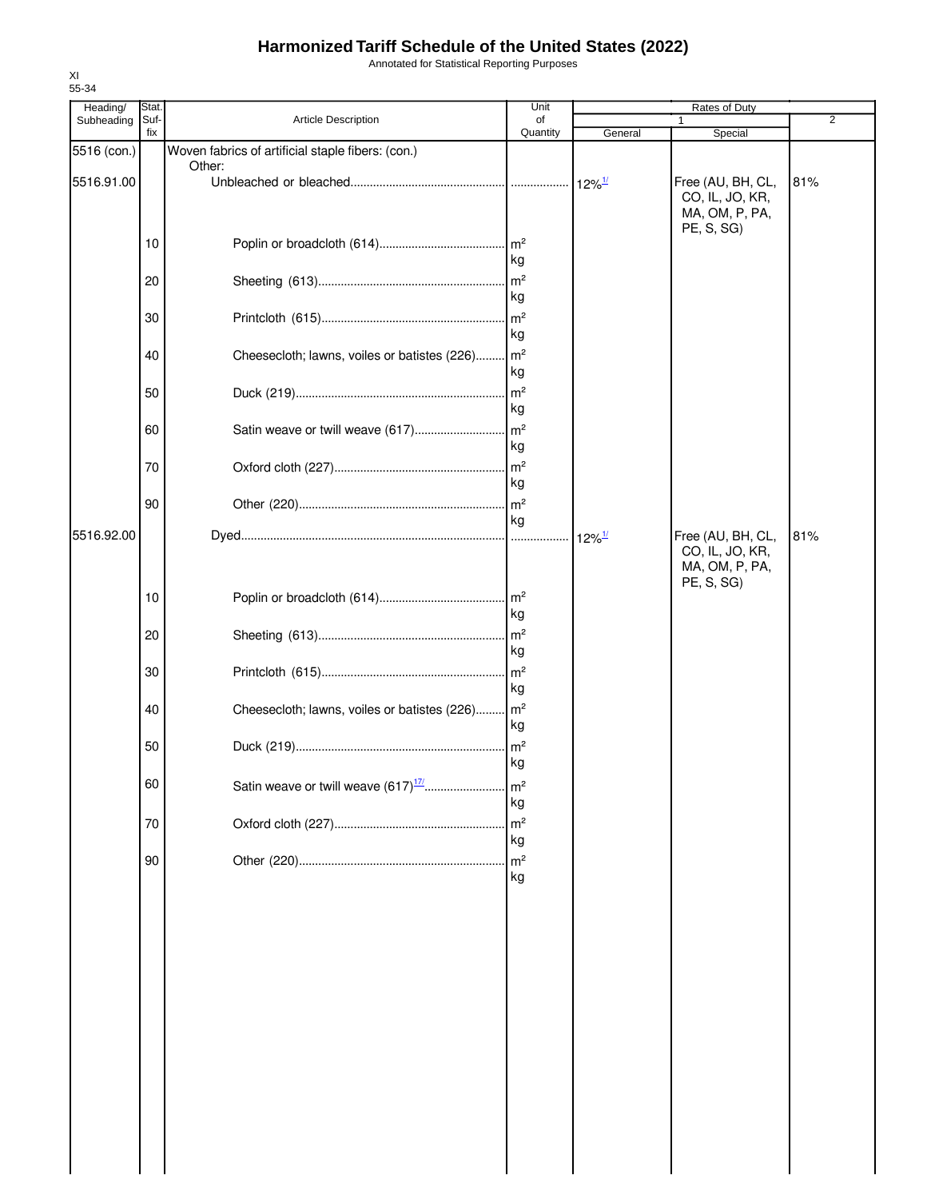# Harmonized Tariff Schedule of the United States (2022)

Annotated for Statistical Reporting Purposes

XI
55-34

| Heading/ Subheading | Stat. Suf- fix | Article Description | Unit of Quantity | Rates of Duty 1 General | Rates of Duty 1 Special | Rates of Duty 2 |
|---|---|---|---|---|---|---|
| 5516 (con.) | | Woven fabrics of artificial staple fibers: (con.) | | | | |
| | | Other: | | | | |
| 5516.91.00 | | Unbleached or bleached | | 12%[1/] | Free (AU, BH, CL, CO, IL, JO, KR, MA, OM, P, PA, PE, S, SG) | 81% |
| | 10 | Poplin or broadcloth (614) | m² kg | | | |
| | 20 | Sheeting (613) | m² kg | | | |
| | 30 | Printcloth (615) | m² kg | | | |
| | 40 | Cheesecloth; lawns, voiles or batistes (226) | m² kg | | | |
| | 50 | Duck (219) | m² kg | | | |
| | 60 | Satin weave or twill weave (617) | m² kg | | | |
| | 70 | Oxford cloth (227) | m² kg | | | |
| | 90 | Other (220) | m² kg | | | |
| 5516.92.00 | | Dyed | | 12%[1/] | Free (AU, BH, CL, CO, IL, JO, KR, MA, OM, P, PA, PE, S, SG) | 81% |
| | 10 | Poplin or broadcloth (614) | m² kg | | | |
| | 20 | Sheeting (613) | m² kg | | | |
| | 30 | Printcloth (615) | m² kg | | | |
| | 40 | Cheesecloth; lawns, voiles or batistes (226) | m² kg | | | |
| | 50 | Duck (219) | m² kg | | | |
| | 60 | Satin weave or twill weave (617)[17/] | m² kg | | | |
| | 70 | Oxford cloth (227) | m² kg | | | |
| | 90 | Other (220) | m² kg | | | |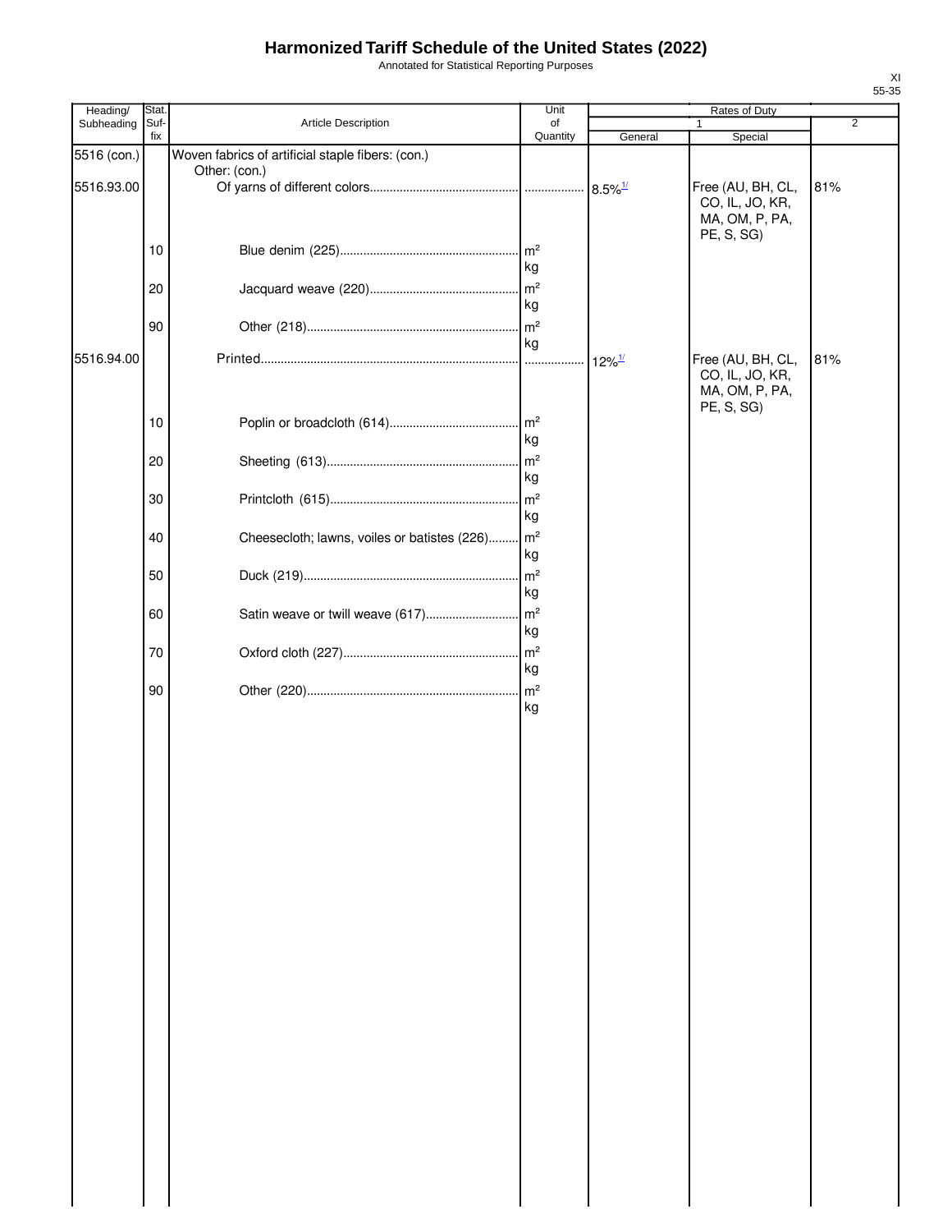# Harmonized Tariff Schedule of the United States (2022)

Annotated for Statistical Reporting Purposes

XI
55-35

| Heading/ Subheading | Stat. Suf- fix | Article Description | Unit of Quantity | Rates of Duty 1 General | Rates of Duty 1 Special | Rates of Duty 2 |
|---|---|---|---|---|---|---|
| 5516 (con.) | | Woven fabrics of artificial staple fibers: (con.) | | | | |
| | | Other: (con.) | | | | |
| 5516.93.00 | | Of yarns of different colors | | 8.5%[1/] | Free (AU, BH, CL, CO, IL, JO, KR, MA, OM, P, PA, PE, S, SG) | 81% |
| | 10 | Blue denim (225) | m² kg | | | |
| | 20 | Jacquard weave (220) | m² kg | | | |
| | 90 | Other (218) | m² kg | | | |
| 5516.94.00 | | Printed | | 12%[1/] | Free (AU, BH, CL, CO, IL, JO, KR, MA, OM, P, PA, PE, S, SG) | 81% |
| | 10 | Poplin or broadcloth (614) | m² kg | | | |
| | 20 | Sheeting (613) | m² kg | | | |
| | 30 | Printcloth (615) | m² kg | | | |
| | 40 | Cheesecloth; lawns, voiles or batistes (226) | m² kg | | | |
| | 50 | Duck (219) | m² kg | | | |
| | 60 | Satin weave or twill weave (617) | m² kg | | | |
| | 70 | Oxford cloth (227) | m² kg | | | |
| | 90 | Other (220) | m² kg | | | |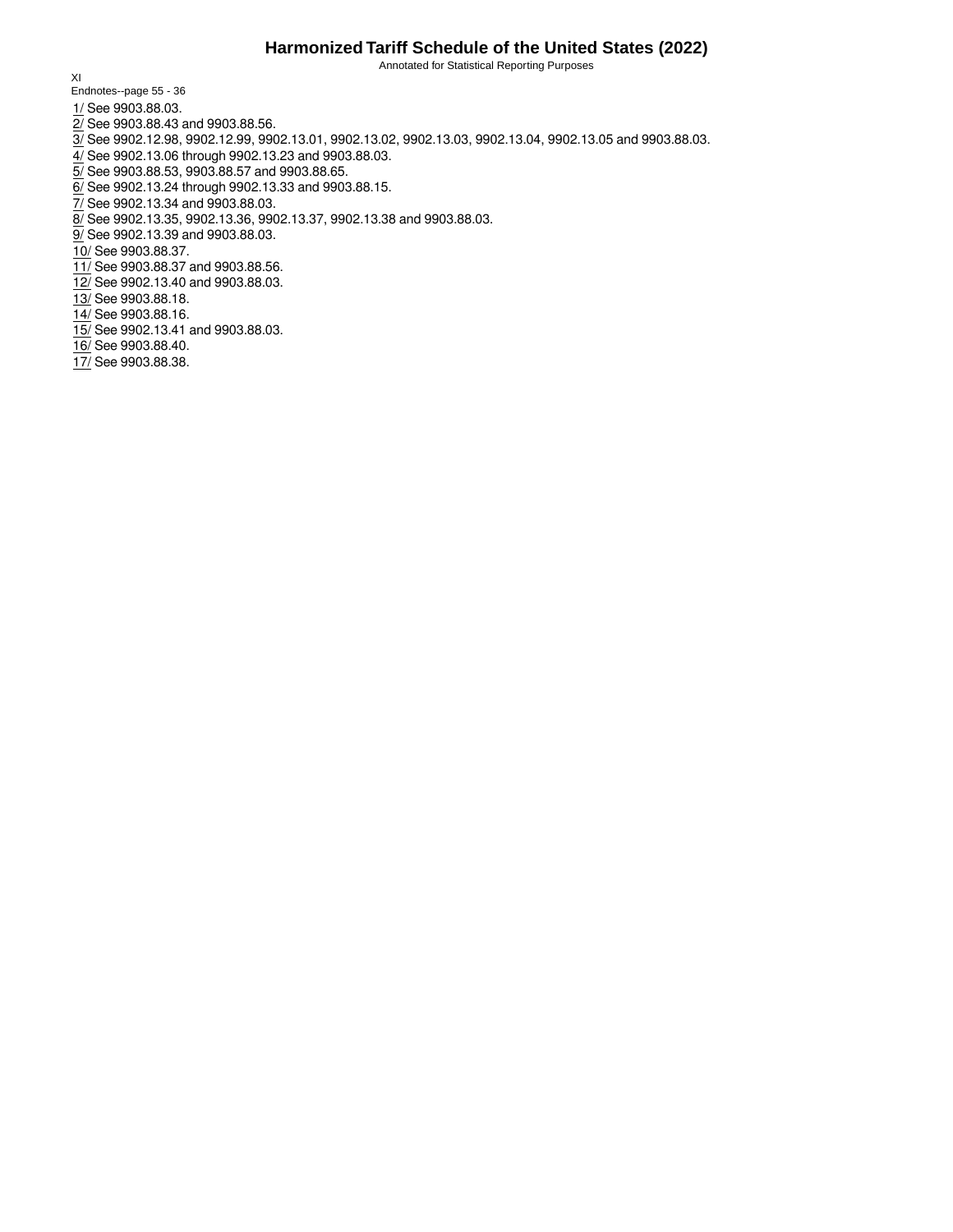1/ See 9903.88.03.
2/ See 9903.88.43 and 9903.88.56.
3/ See 9902.12.98, 9902.12.99, 9902.13.01, 9902.13.02, 9902.13.03, 9902.13.04, 9902.13.05 and 9903.88.03.
4/ See 9902.13.06 through 9902.13.23 and 9903.88.03.
5/ See 9903.88.53, 9903.88.57 and 9903.88.65.
6/ See 9902.13.24 through 9902.13.33 and 9903.88.15.
7/ See 9902.13.34 and 9903.88.03.
8/ See 9902.13.35, 9902.13.36, 9902.13.37, 9902.13.38 and 9903.88.03.
9/ See 9902.13.39 and 9903.88.03.
10/ See 9903.88.37.
11/ See 9903.88.37 and 9903.88.56.
12/ See 9902.13.40 and 9903.88.03.
13/ See 9903.88.18.
14/ See 9903.88.16.
15/ See 9902.13.41 and 9903.88.03.
16/ See 9903.88.40.
17/ See 9903.88.38.